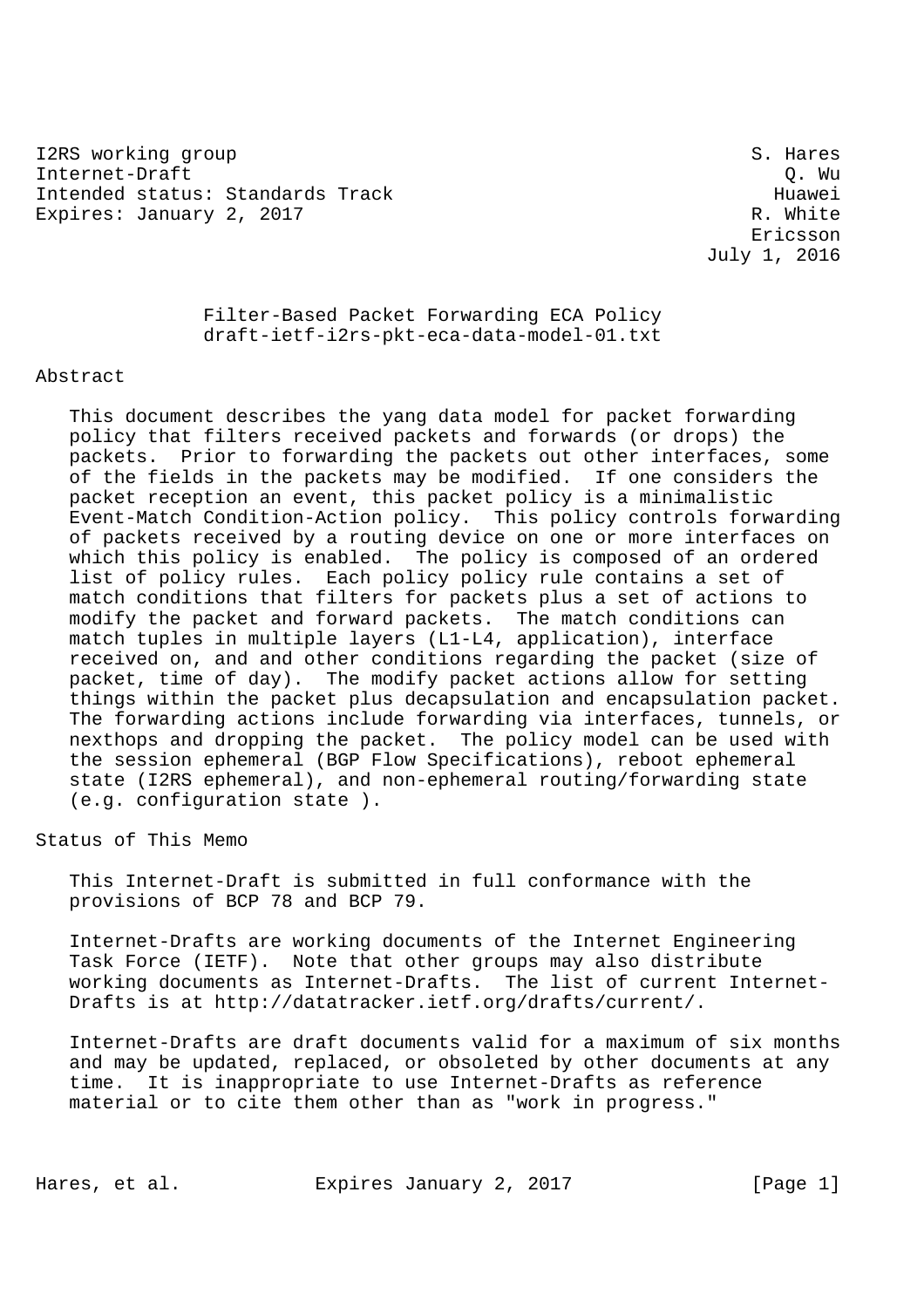I2RS working group S. Hares
Internet-Draft Q. Wu
Intended status: Standards Track Huawei
Expires: January 2, 2017 R. White
Ericsson
July 1, 2016

# Filter-Based Packet Forwarding ECA Policy
draft-ietf-i2rs-pkt-eca-data-model-01.txt

## Abstract

This document describes the yang data model for packet forwarding policy that filters received packets and forwards (or drops) the packets. Prior to forwarding the packets out other interfaces, some of the fields in the packets may be modified. If one considers the packet reception an event, this packet policy is a minimalistic Event-Match Condition-Action policy. This policy controls forwarding of packets received by a routing device on one or more interfaces on which this policy is enabled. The policy is composed of an ordered list of policy rules. Each policy policy rule contains a set of match conditions that filters for packets plus a set of actions to modify the packet and forward packets. The match conditions can match tuples in multiple layers (L1-L4, application), interface received on, and and other conditions regarding the packet (size of packet, time of day). The modify packet actions allow for setting things within the packet plus decapsulation and encapsulation packet. The forwarding actions include forwarding via interfaces, tunnels, or nexthops and dropping the packet. The policy model can be used with the session ephemeral (BGP Flow Specifications), reboot ephemeral state (I2RS ephemeral), and non-ephemeral routing/forwarding state (e.g. configuration state ).

## Status of This Memo

This Internet-Draft is submitted in full conformance with the provisions of BCP 78 and BCP 79.

Internet-Drafts are working documents of the Internet Engineering Task Force (IETF). Note that other groups may also distribute working documents as Internet-Drafts. The list of current Internet-Drafts is at http://datatracker.ietf.org/drafts/current/.

Internet-Drafts are draft documents valid for a maximum of six months and may be updated, replaced, or obsoleted by other documents at any time. It is inappropriate to use Internet-Drafts as reference material or to cite them other than as "work in progress."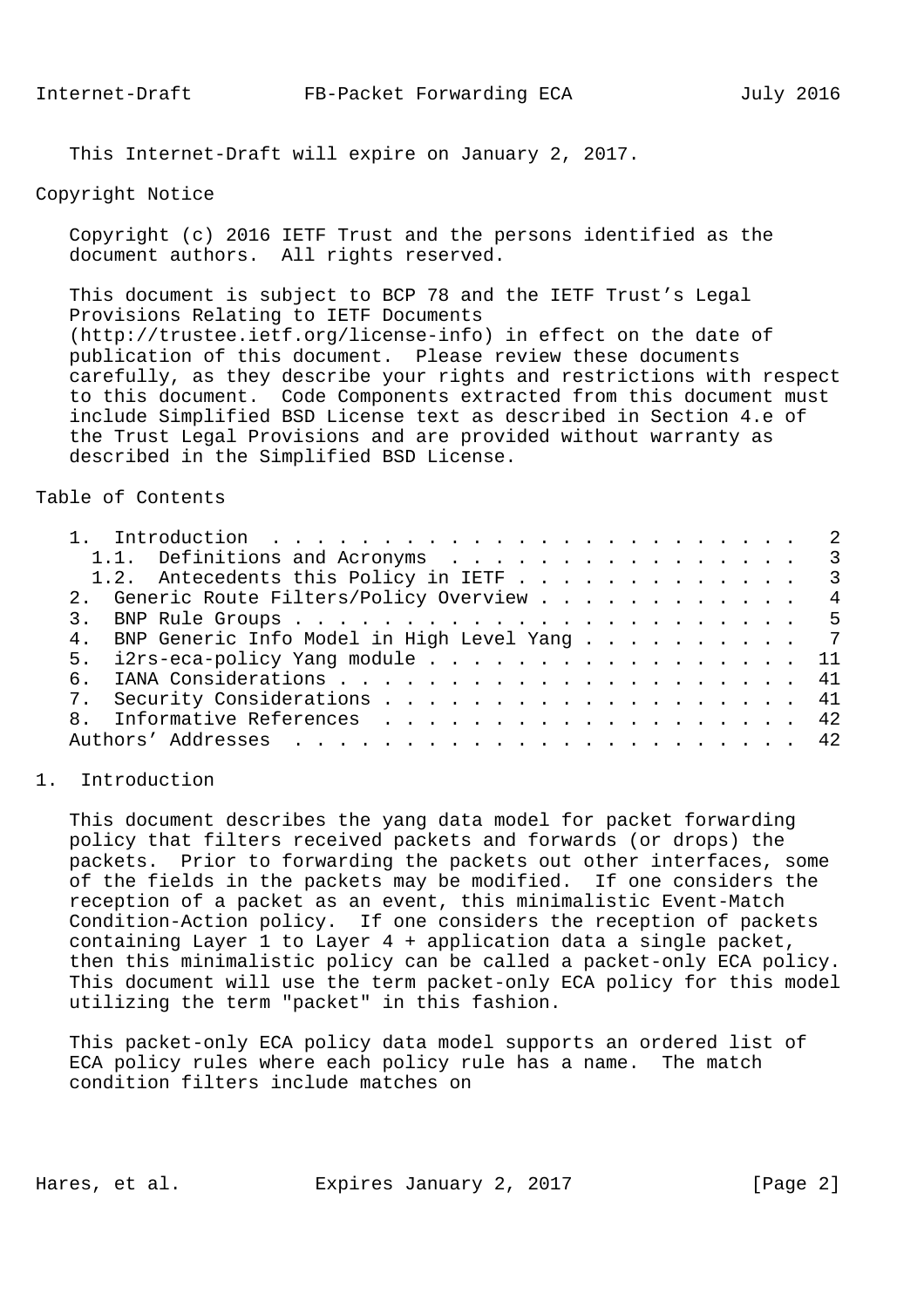This Internet-Draft will expire on January 2, 2017.

## Copyright Notice

Copyright (c) 2016 IETF Trust and the persons identified as the document authors. All rights reserved.

This document is subject to BCP 78 and the IETF Trust's Legal Provisions Relating to IETF Documents (http://trustee.ietf.org/license-info) in effect on the date of publication of this document. Please review these documents carefully, as they describe your rights and restrictions with respect to this document. Code Components extracted from this document must include Simplified BSD License text as described in Section 4.e of the Trust Legal Provisions and are provided without warranty as described in the Simplified BSD License.

## Table of Contents

```
   1.  Introduction . . . . . . . . . . . . . . . . . . . . . . . .   2
     1.1.  Definitions and Acronyms . . . . . . . . . . . . . . . . .   3
     1.2.  Antecedents this Policy in IETF . . . . . . . . . . . . .   3
   2.  Generic Route Filters/Policy Overview . . . . . . . . . . . .   4
   3.  BNP Rule Groups . . . . . . . . . . . . . . . . . . . . . . .   5
   4.  BNP Generic Info Model in High Level Yang . . . . . . . . . .   7
   5.  i2rs-eca-policy Yang module . . . . . . . . . . . . . . . . .  11
   6.  IANA Considerations . . . . . . . . . . . . . . . . . . . . .  41
   7.  Security Considerations . . . . . . . . . . . . . . . . . . .  41
   8.  Informative References  . . . . . . . . . . . . . . . . . . .  42
   Authors' Addresses  . . . . . . . . . . . . . . . . . . . . . . .  42
```

## 1. Introduction

This document describes the yang data model for packet forwarding policy that filters received packets and forwards (or drops) the packets. Prior to forwarding the packets out other interfaces, some of the fields in the packets may be modified. If one considers the reception of a packet as an event, this minimalistic Event-Match Condition-Action policy. If one considers the reception of packets containing Layer 1 to Layer 4 + application data a single packet, then this minimalistic policy can be called a packet-only ECA policy. This document will use the term packet-only ECA policy for this model utilizing the term "packet" in this fashion.

This packet-only ECA policy data model supports an ordered list of ECA policy rules where each policy rule has a name. The match condition filters include matches on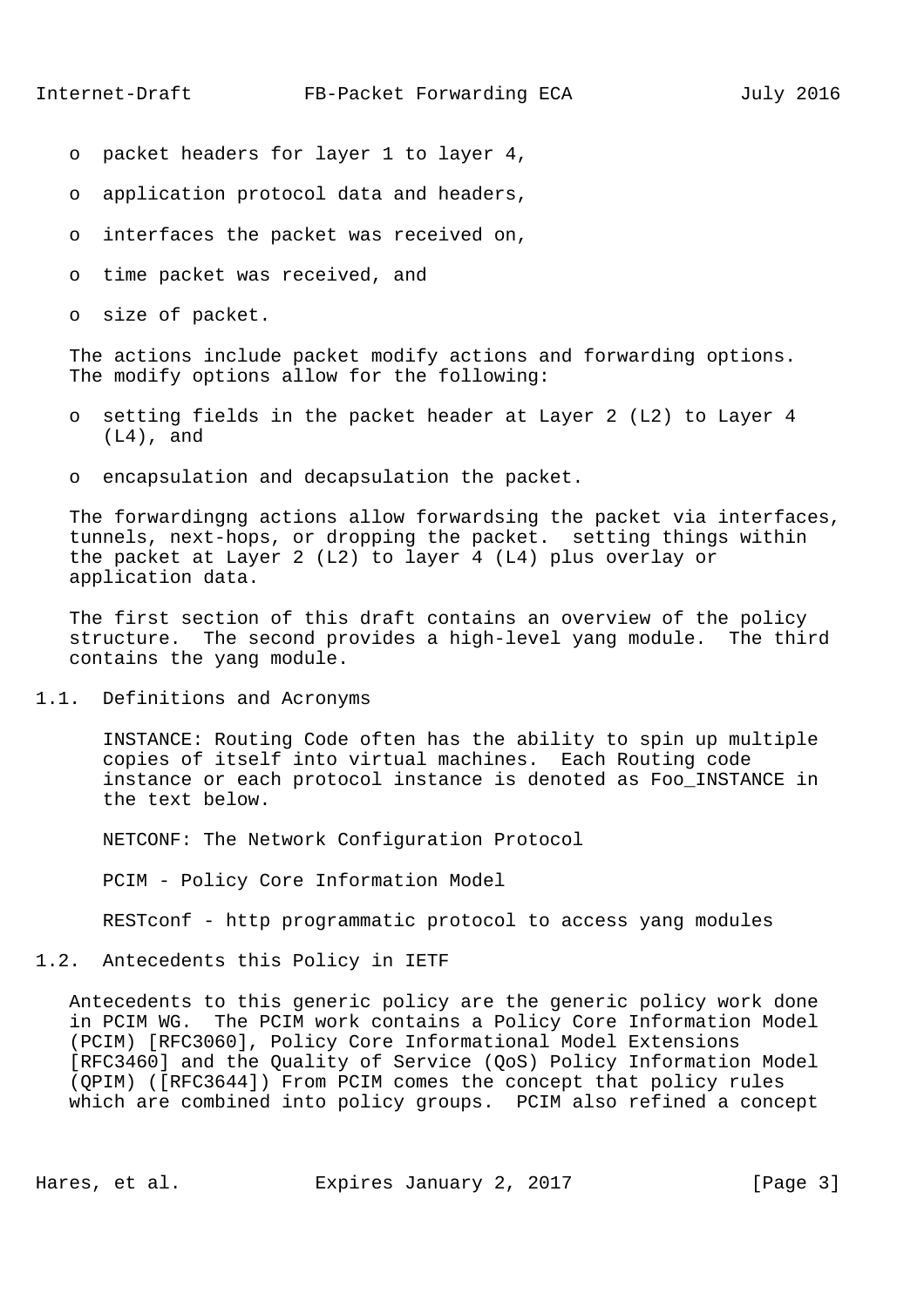- packet headers for layer 1 to layer 4,
- application protocol data and headers,
- interfaces the packet was received on,
- time packet was received, and
- size of packet.

The actions include packet modify actions and forwarding options. The modify options allow for the following:

- setting fields in the packet header at Layer 2 (L2) to Layer 4 (L4), and
- encapsulation and decapsulation the packet.

The forwardingng actions allow forwardsing the packet via interfaces, tunnels, next-hops, or dropping the packet. setting things within the packet at Layer 2 (L2) to layer 4 (L4) plus overlay or application data.

The first section of this draft contains an overview of the policy structure. The second provides a high-level yang module. The third contains the yang module.

## 1.1. Definitions and Acronyms

INSTANCE: Routing Code often has the ability to spin up multiple copies of itself into virtual machines. Each Routing code instance or each protocol instance is denoted as Foo_INSTANCE in the text below.

NETCONF: The Network Configuration Protocol

PCIM - Policy Core Information Model

RESTconf - http programmatic protocol to access yang modules

## 1.2. Antecedents this Policy in IETF

Antecedents to this generic policy are the generic policy work done in PCIM WG. The PCIM work contains a Policy Core Information Model (PCIM) [RFC3060], Policy Core Informational Model Extensions [RFC3460] and the Quality of Service (QoS) Policy Information Model (QPIM) ([RFC3644]) From PCIM comes the concept that policy rules which are combined into policy groups. PCIM also refined a concept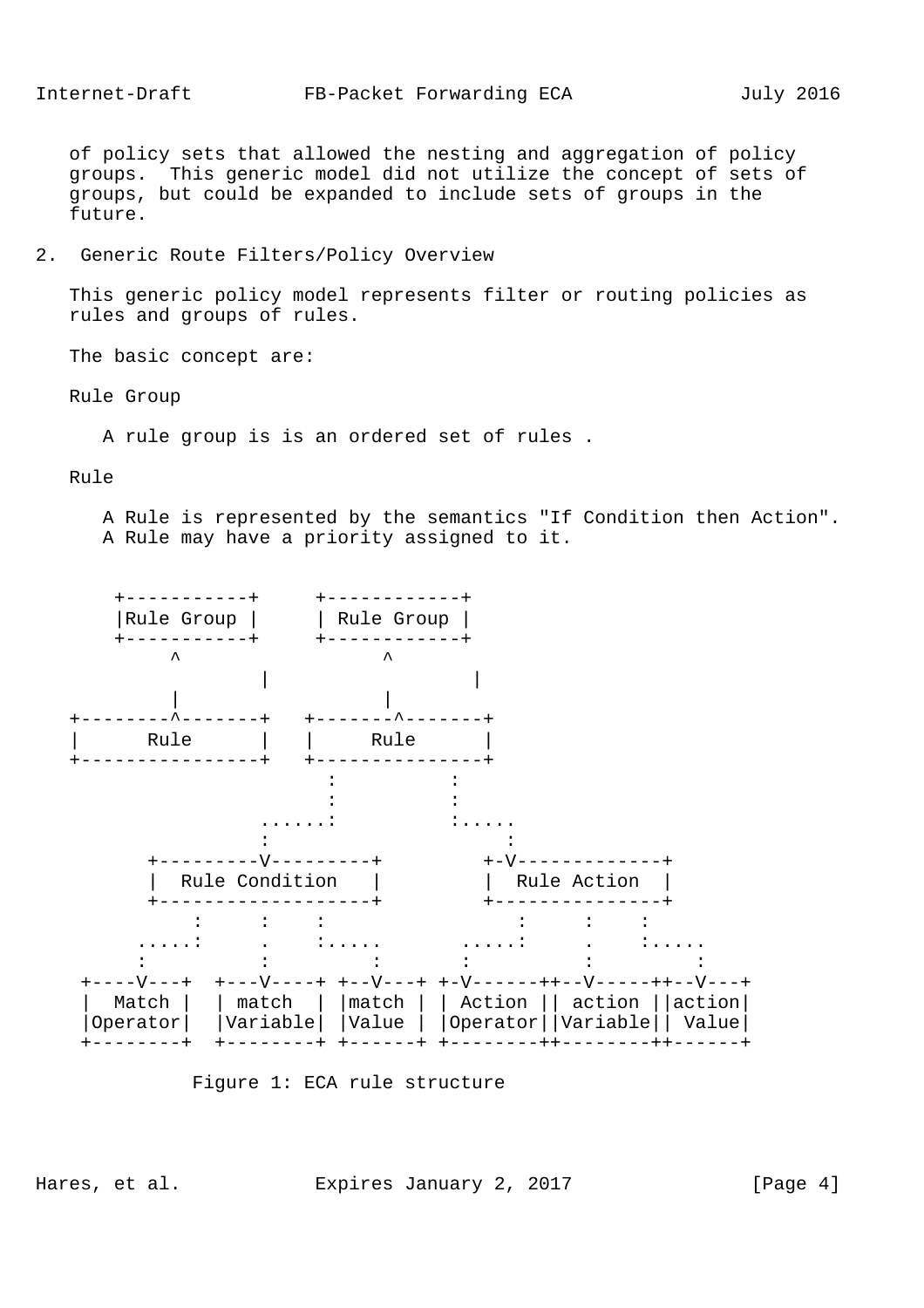of policy sets that allowed the nesting and aggregation of policy groups. This generic model did not utilize the concept of sets of groups, but could be expanded to include sets of groups in the future.

## 2. Generic Route Filters/Policy Overview

This generic policy model represents filter or routing policies as rules and groups of rules.

The basic concept are:

Rule Group

A rule group is is an ordered set of rules .

Rule

A Rule is represented by the semantics "If Condition then Action". A Rule may have a priority assigned to it.

```
     +-----------+     +------------+
     |Rule Group |     | Rule Group |
     +-----------+     +------------+
          ^                  ^
                 |                  |
          |                  |
+--------^-------+   +-------^-------+
|      Rule      |   |     Rule      |
+----------------+   +---------------+
                        :          :
                        :          :
                  ......:          :.....
                  :                     :
        +---------V---------+         +-V-------------+
        |  Rule Condition   |         |  Rule Action  |
        +-------------------+         +---------------+
            :     :    :                 :     :    :
       .....:     .    :.....       .....:     .    :.....
       :          :         :       :          :         :
 +----V---+  +---V----+ +--V---+ +-V------++--V-----++--V---+
 |  Match |  | match  | |match | | Action || action ||action|
 |Operator|  |Variable| |Value | |Operator||Variable|| Value|
 +--------+  +--------+ +------+ +--------++--------++------+
```

Figure 1: ECA rule structure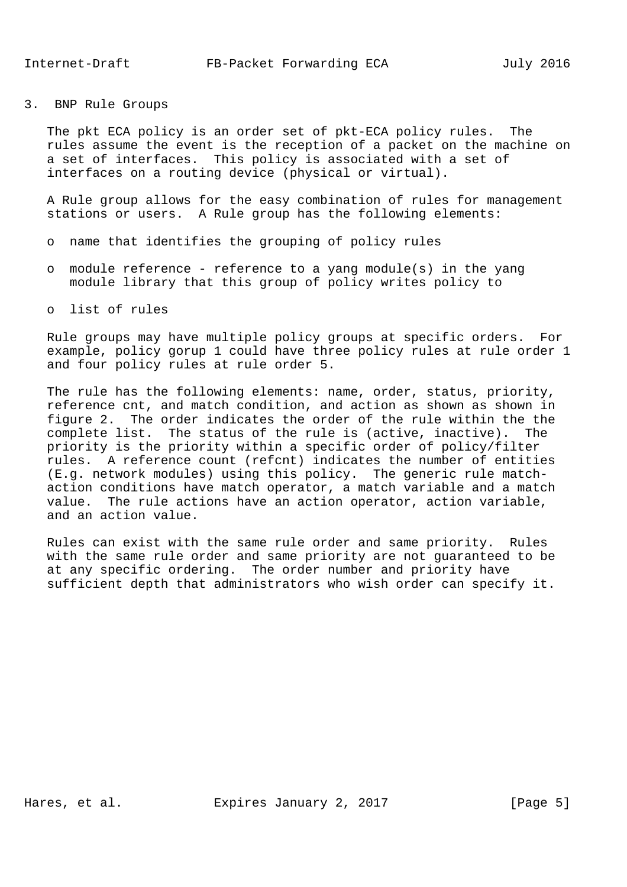## 3. BNP Rule Groups

The pkt ECA policy is an order set of pkt-ECA policy rules. The rules assume the event is the reception of a packet on the machine on a set of interfaces. This policy is associated with a set of interfaces on a routing device (physical or virtual).

A Rule group allows for the easy combination of rules for management stations or users. A Rule group has the following elements:

- name that identifies the grouping of policy rules
- module reference - reference to a yang module(s) in the yang module library that this group of policy writes policy to
- list of rules

Rule groups may have multiple policy groups at specific orders. For example, policy gorup 1 could have three policy rules at rule order 1 and four policy rules at rule order 5.

The rule has the following elements: name, order, status, priority, reference cnt, and match condition, and action as shown as shown in figure 2. The order indicates the order of the rule within the the complete list. The status of the rule is (active, inactive). The priority is the priority within a specific order of policy/filter rules. A reference count (refcnt) indicates the number of entities (E.g. network modules) using this policy. The generic rule match-action conditions have match operator, a match variable and a match value. The rule actions have an action operator, action variable, and an action value.

Rules can exist with the same rule order and same priority. Rules with the same rule order and same priority are not guaranteed to be at any specific ordering. The order number and priority have sufficient depth that administrators who wish order can specify it.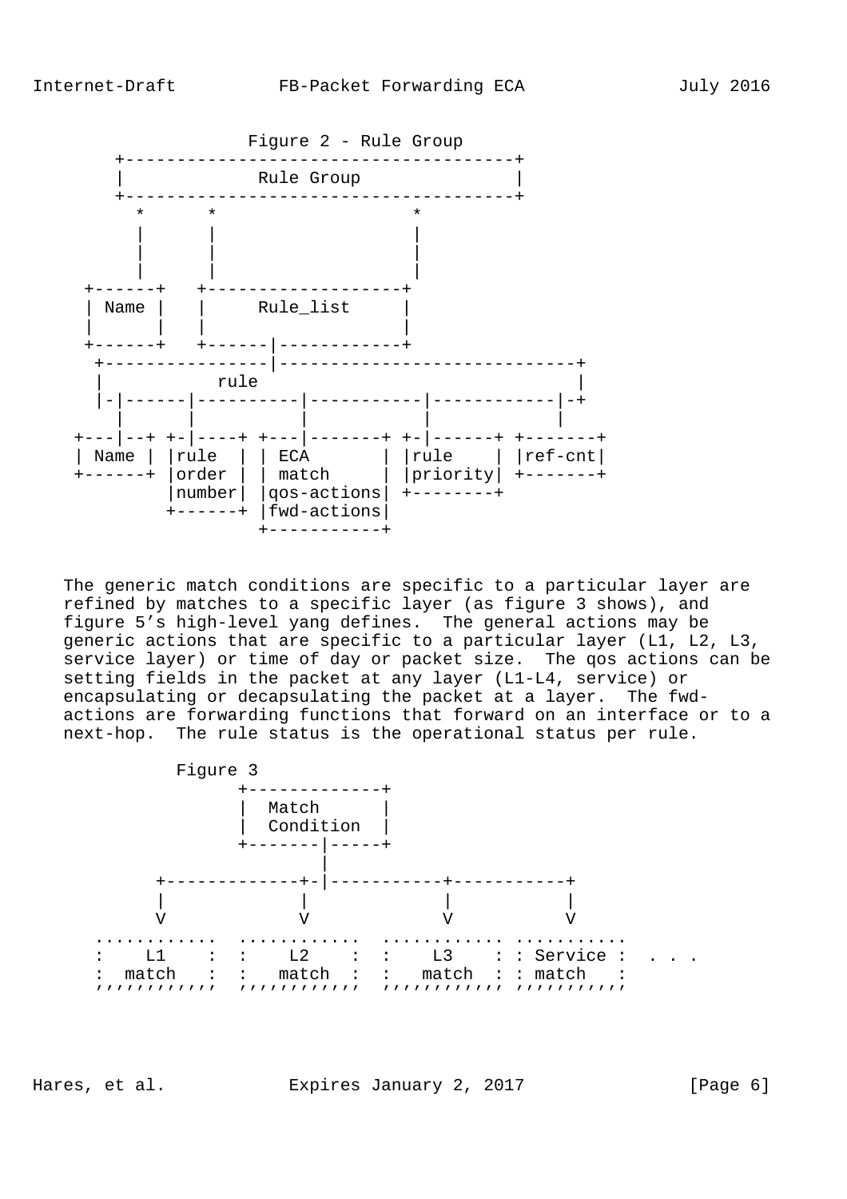```
                 Figure 2 - Rule Group
      +--------------------------------------+
      |             Rule Group               |
      +--------------------------------------+
         *      *                  *
         |      |                  |
         |      |                  |
         |      |                  |
   +------+   +--------------------+
   | Name |   |      Rule_list     |
   |      |   |                    |
   +------+   +------|-------------+
    +----------------|-----------------------------+
    |           rule                               |
    |-|------|----------|-----------|------------|-+
      |      |          |           |            |
  +---|--+ +-|----+ +---|-------+ +-|------+ +-------+
  | Name | |rule  | | ECA       | |rule    | |ref-cnt|
  +------+ |order | | match     | |priority| +-------+
           |number| |qos-actions| +--------+
           +------+ |fwd-actions|
                    +-----------+
```

The generic match conditions are specific to a particular layer are refined by matches to a specific layer (as figure 3 shows), and figure 5's high-level yang defines. The general actions may be generic actions that are specific to a particular layer (L1, L2, L3, service layer) or time of day or packet size. The qos actions can be setting fields in the packet at any layer (L1-L4, service) or encapsulating or decapsulating the packet at a layer. The fwd-actions are forwarding functions that forward on an interface or to a next-hop. The rule status is the operational status per rule.

```
            Figure 3
                  +-------------+
                  |  Match      |
                  |  Condition  |
                  +-------|-----+
                          |
          +-------------+-|-----------+-----------+
          |             |             |           |
          V             V             V           V
    ............  ............  ............ ...........
    :    L1    :  :    L2    :  :    L3    : : Service :  . . .
    :  match   :  :   match  :  :   match  : : match   :
    ''''''''''''  ''''''''''''  '''''''''''' '''''''''''
```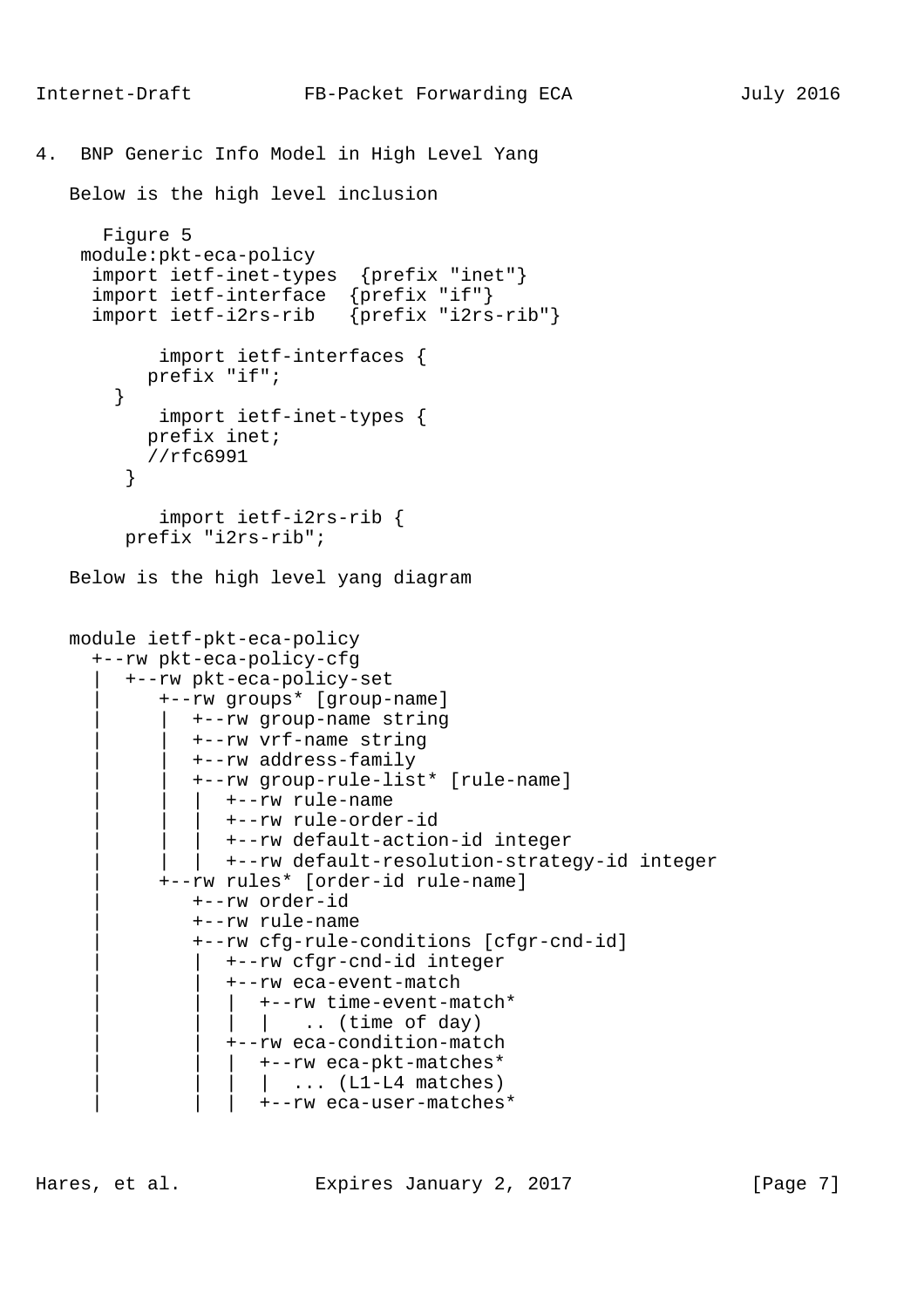## 4. BNP Generic Info Model in High Level Yang

Below is the high level inclusion

```
   Figure 5
 module:pkt-eca-policy
  import ietf-inet-types  {prefix "inet"}
  import ietf-interface  {prefix "if"}
  import ietf-i2rs-rib   {prefix "i2rs-rib"}

        import ietf-interfaces {
       prefix "if";
    }
        import ietf-inet-types {
       prefix inet;
       //rfc6991
     }

        import ietf-i2rs-rib {
     prefix "i2rs-rib";
```

Below is the high level yang diagram

```
module ietf-pkt-eca-policy
  +--rw pkt-eca-policy-cfg
  |  +--rw pkt-eca-policy-set
  |     +--rw groups* [group-name]
  |     |  +--rw group-name string
  |     |  +--rw vrf-name string
  |     |  +--rw address-family
  |     |  +--rw group-rule-list* [rule-name]
  |     |  |  +--rw rule-name
  |     |  |  +--rw rule-order-id
  |     |  |  +--rw default-action-id integer
  |     |  |  +--rw default-resolution-strategy-id integer
  |     +--rw rules* [order-id rule-name]
  |        +--rw order-id
  |        +--rw rule-name
  |        +--rw cfg-rule-conditions [cfgr-cnd-id]
  |        |  +--rw cfgr-cnd-id integer
  |        |  +--rw eca-event-match
  |        |  |  +--rw time-event-match*
  |        |  |  |   .. (time of day)
  |        |  +--rw eca-condition-match
  |        |  |  +--rw eca-pkt-matches*
  |        |  |  |  ... (L1-L4 matches)
  |        |  |  +--rw eca-user-matches*
```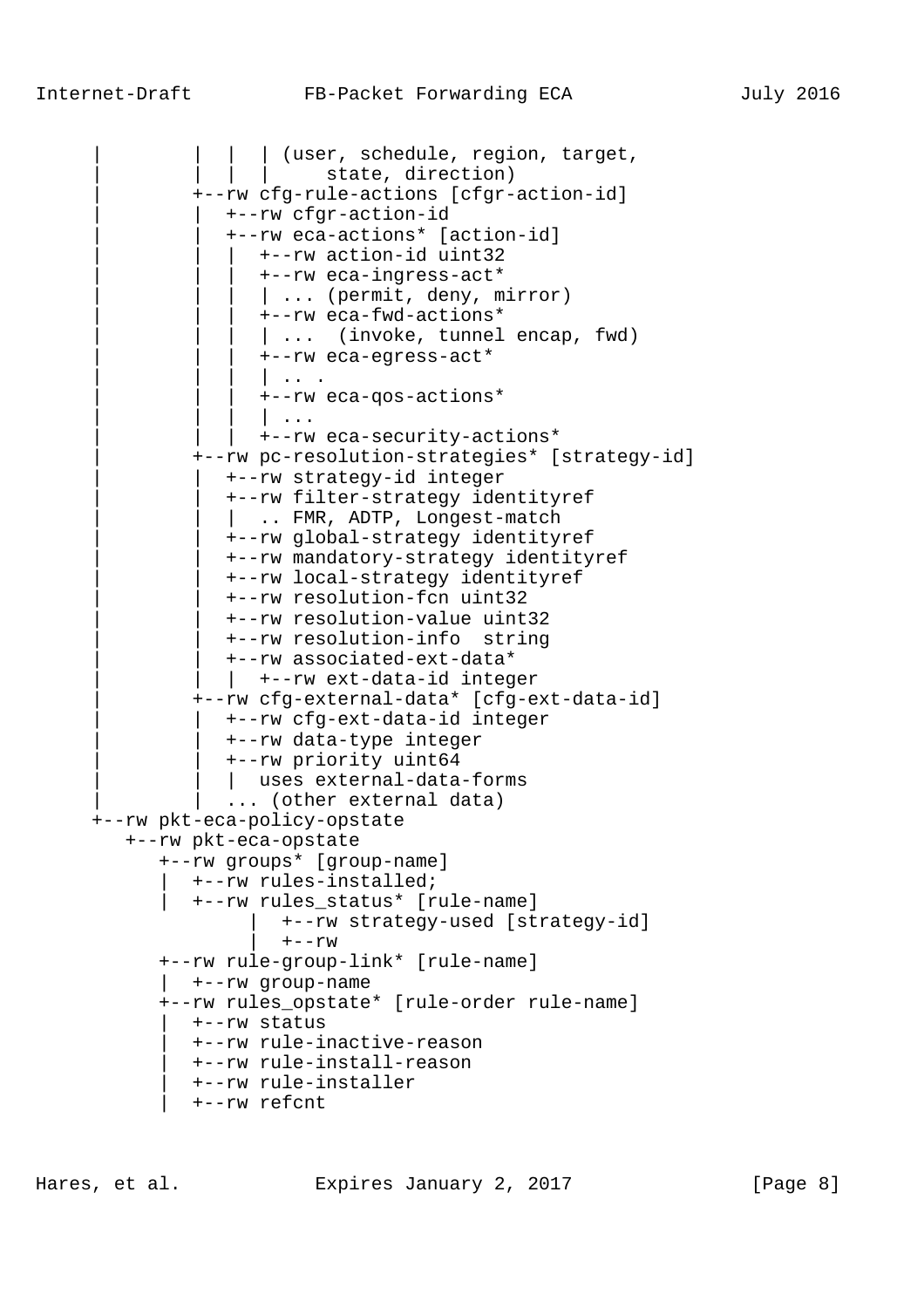```
     |         |  |  | (user, schedule, region, target,
     |         |  |  |     state, direction)
     |         +--rw cfg-rule-actions [cfgr-action-id]
     |         |  +--rw cfgr-action-id
     |         |  +--rw eca-actions* [action-id]
     |         |  |  +--rw action-id uint32
     |         |  |  +--rw eca-ingress-act*
     |         |  |  | ... (permit, deny, mirror)
     |         |  |  +--rw eca-fwd-actions*
     |         |  |  | ...  (invoke, tunnel encap, fwd)
     |         |  |  +--rw eca-egress-act*
     |         |  |  | .. .
     |         |  |  +--rw eca-qos-actions*
     |         |  |  | ...
     |         |  |  +--rw eca-security-actions*
     |         +--rw pc-resolution-strategies* [strategy-id]
     |         |  +--rw strategy-id integer
     |         |  +--rw filter-strategy identityref
     |         |  |  .. FMR, ADTP, Longest-match
     |         |  +--rw global-strategy identityref
     |         |  +--rw mandatory-strategy identityref
     |         |  +--rw local-strategy identityref
     |         |  +--rw resolution-fcn uint32
     |         |  +--rw resolution-value uint32
     |         |  +--rw resolution-info  string
     |         |  +--rw associated-ext-data*
     |         |  |  +--rw ext-data-id integer
     |         +--rw cfg-external-data* [cfg-ext-data-id]
     |         |  +--rw cfg-ext-data-id integer
     |         |  +--rw data-type integer
     |         |  +--rw priority uint64
     |         |  |  uses external-data-forms
     |         |  ... (other external data)
     +--rw pkt-eca-policy-opstate
        +--rw pkt-eca-opstate
           +--rw groups* [group-name]
           |  +--rw rules-installed;
           |  +--rw rules_status* [rule-name]
                  |  +--rw strategy-used [strategy-id]
                  |  +--rw
           +--rw rule-group-link* [rule-name]
           |  +--rw group-name
           +--rw rules_opstate* [rule-order rule-name]
           |  +--rw status
           |  +--rw rule-inactive-reason
           |  +--rw rule-install-reason
           |  +--rw rule-installer
           |  +--rw refcnt
```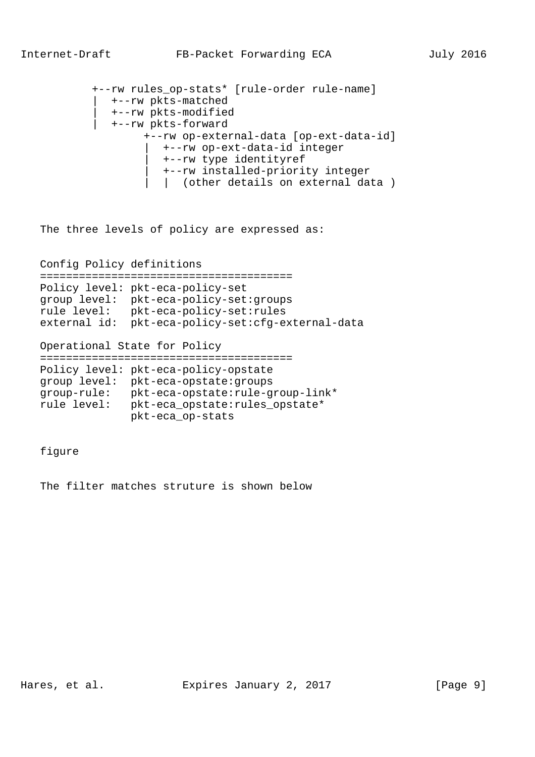```
         +--rw rules_op-stats* [rule-order rule-name]
         |  +--rw pkts-matched
         |  +--rw pkts-modified
         |  +--rw pkts-forward
                +--rw op-external-data [op-ext-data-id]
                 |  +--rw op-ext-data-id integer
                 |  +--rw type identityref
                 |  +--rw installed-priority integer
                 |  |  (other details on external data )
```

The three levels of policy are expressed as:

```
Config Policy definitions
======================================
Policy level: pkt-eca-policy-set
group level:  pkt-eca-policy-set:groups
rule level:   pkt-eca-policy-set:rules
external id:  pkt-eca-policy-set:cfg-external-data

Operational State for Policy
======================================
Policy level: pkt-eca-policy-opstate
group level:  pkt-eca-opstate:groups
group-rule:   pkt-eca-opstate:rule-group-link*
rule level:   pkt-eca_opstate:rules_opstate*
              pkt-eca_op-stats
```

figure

The filter matches struture is shown below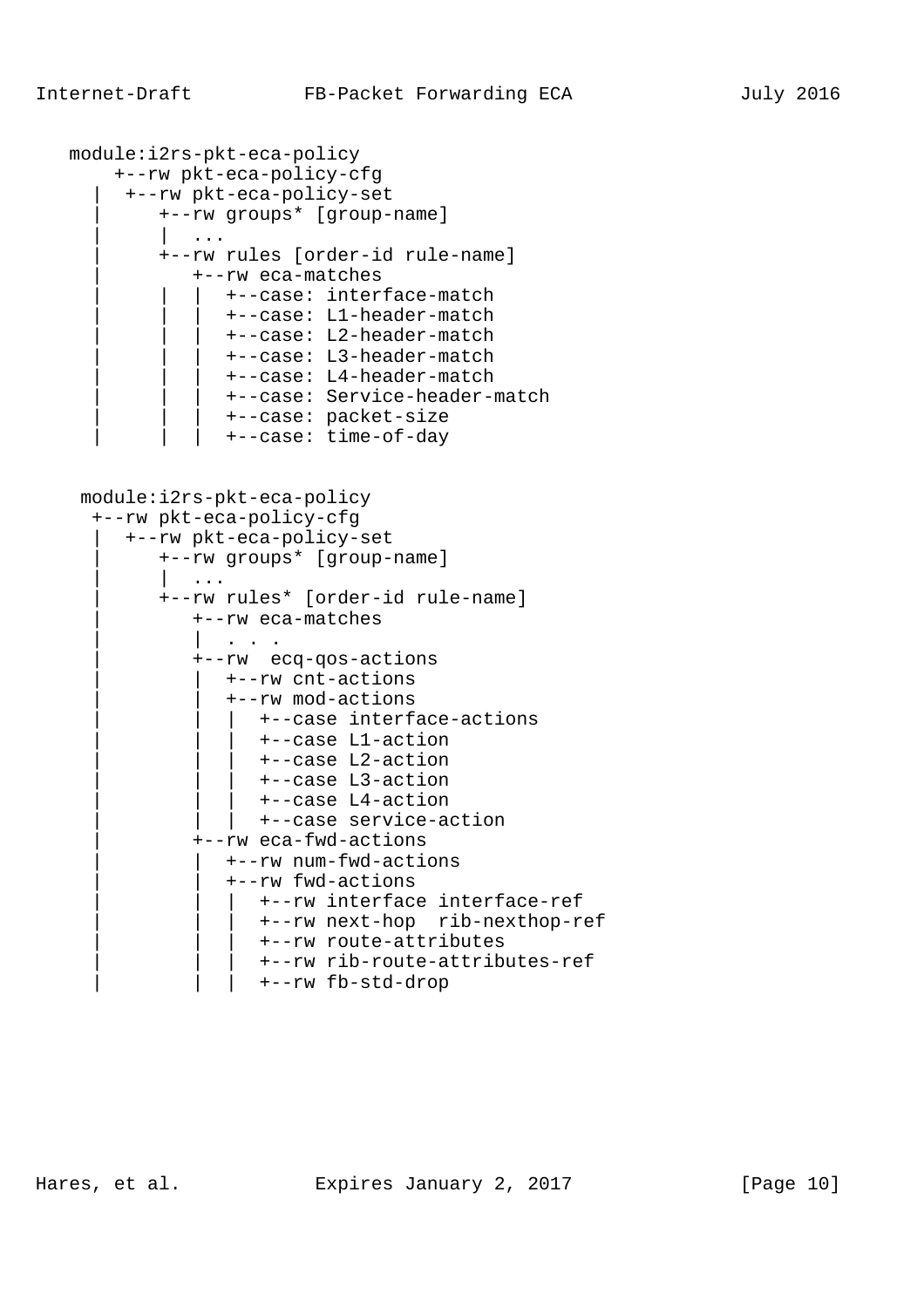```
   module:i2rs-pkt-eca-policy
       +--rw pkt-eca-policy-cfg
     |  +--rw pkt-eca-policy-set
     |     +--rw groups* [group-name]
     |     |  ...
     |     +--rw rules [order-id rule-name]
     |        +--rw eca-matches
     |     |  |  +--case: interface-match
     |     |  |  +--case: L1-header-match
     |     |  |  +--case: L2-header-match
     |     |  |  +--case: L3-header-match
     |     |  |  +--case: L4-header-match
     |     |  |  +--case: Service-header-match
     |     |  |  +--case: packet-size
     |     |  |  +--case: time-of-day


    module:i2rs-pkt-eca-policy
     +--rw pkt-eca-policy-cfg
     |  +--rw pkt-eca-policy-set
     |     +--rw groups* [group-name]
     |     |  ...
     |     +--rw rules* [order-id rule-name]
     |        +--rw eca-matches
     |        |  . . .
     |        +--rw  ecq-qos-actions
     |        |  +--rw cnt-actions
     |        |  +--rw mod-actions
     |        |  |  +--case interface-actions
     |        |  |  +--case L1-action
     |        |  |  +--case L2-action
     |        |  |  +--case L3-action
     |        |  |  +--case L4-action
     |        |  |  +--case service-action
     |        +--rw eca-fwd-actions
     |        |  +--rw num-fwd-actions
     |        |  +--rw fwd-actions
     |        |  |  +--rw interface interface-ref
     |        |  |  +--rw next-hop  rib-nexthop-ref
     |        |  |  +--rw route-attributes
     |        |  |  +--rw rib-route-attributes-ref
     |        |  |  +--rw fb-std-drop
```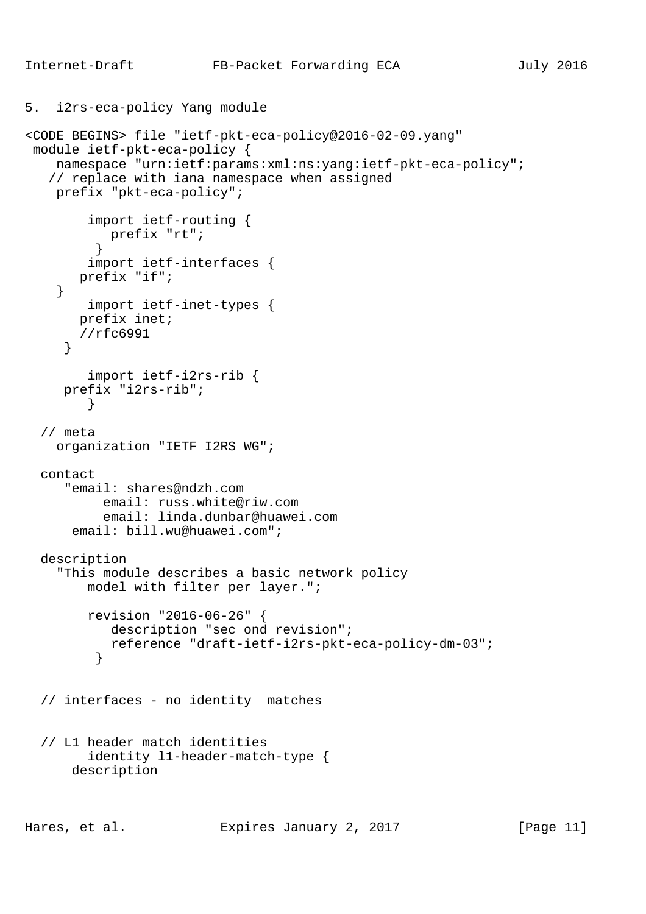## 5. i2rs-eca-policy Yang module

```
<CODE BEGINS> file "ietf-pkt-eca-policy@2016-02-09.yang"
 module ietf-pkt-eca-policy {
    namespace "urn:ietf:params:xml:ns:yang:ietf-pkt-eca-policy";
   // replace with iana namespace when assigned
    prefix "pkt-eca-policy";

        import ietf-routing {
           prefix "rt";
         }
        import ietf-interfaces {
       prefix "if";
    }
        import ietf-inet-types {
       prefix inet;
       //rfc6991
     }

        import ietf-i2rs-rib {
      prefix "i2rs-rib";
        }

  // meta
    organization "IETF I2RS WG";

  contact
     "email: shares@ndzh.com
         email: russ.white@riw.com
         email: linda.dunbar@huawei.com
      email: bill.wu@huawei.com";

  description
    "This module describes a basic network policy
        model with filter per layer.";

        revision "2016-06-26" {
           description "sec ond revision";
           reference "draft-ietf-i2rs-pkt-eca-policy-dm-03";
         }


  // interfaces - no identity  matches


  // L1 header match identities
        identity l1-header-match-type {
      description
```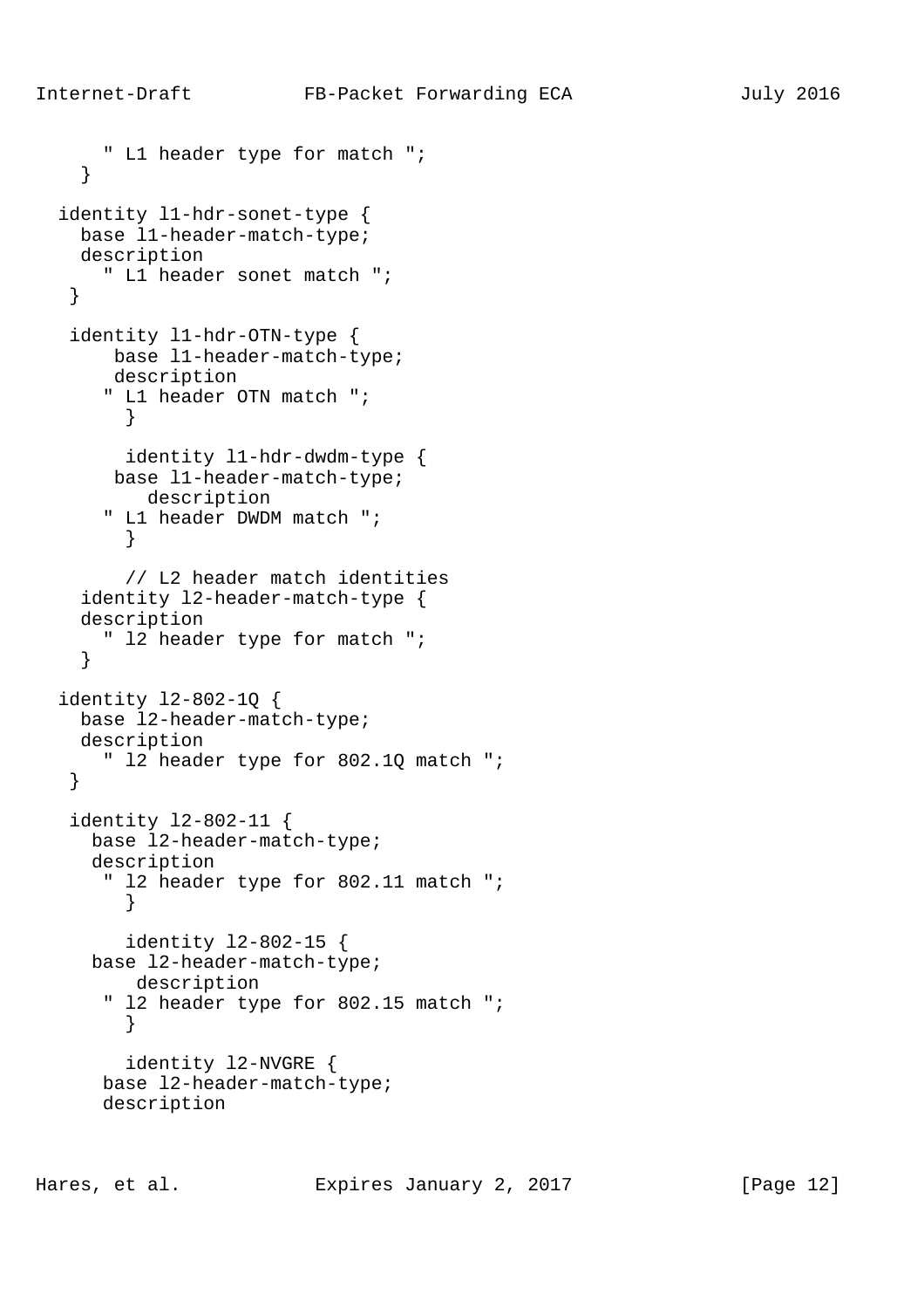```
      " L1 header type for match ";
    }

  identity l1-hdr-sonet-type {
    base l1-header-match-type;
    description
      " L1 header sonet match ";
   }

   identity l1-hdr-OTN-type {
       base l1-header-match-type;
       description
      " L1 header OTN match ";
        }

        identity l1-hdr-dwdm-type {
       base l1-header-match-type;
          description
      " L1 header DWDM match ";
        }

        // L2 header match identities
    identity l2-header-match-type {
    description
      " l2 header type for match ";
    }

  identity l2-802-1Q {
    base l2-header-match-type;
    description
      " l2 header type for 802.1Q match ";
   }

   identity l2-802-11 {
     base l2-header-match-type;
     description
      " l2 header type for 802.11 match ";
        }

        identity l2-802-15 {
     base l2-header-match-type;
         description
      " l2 header type for 802.15 match ";
        }

        identity l2-NVGRE {
      base l2-header-match-type;
      description
```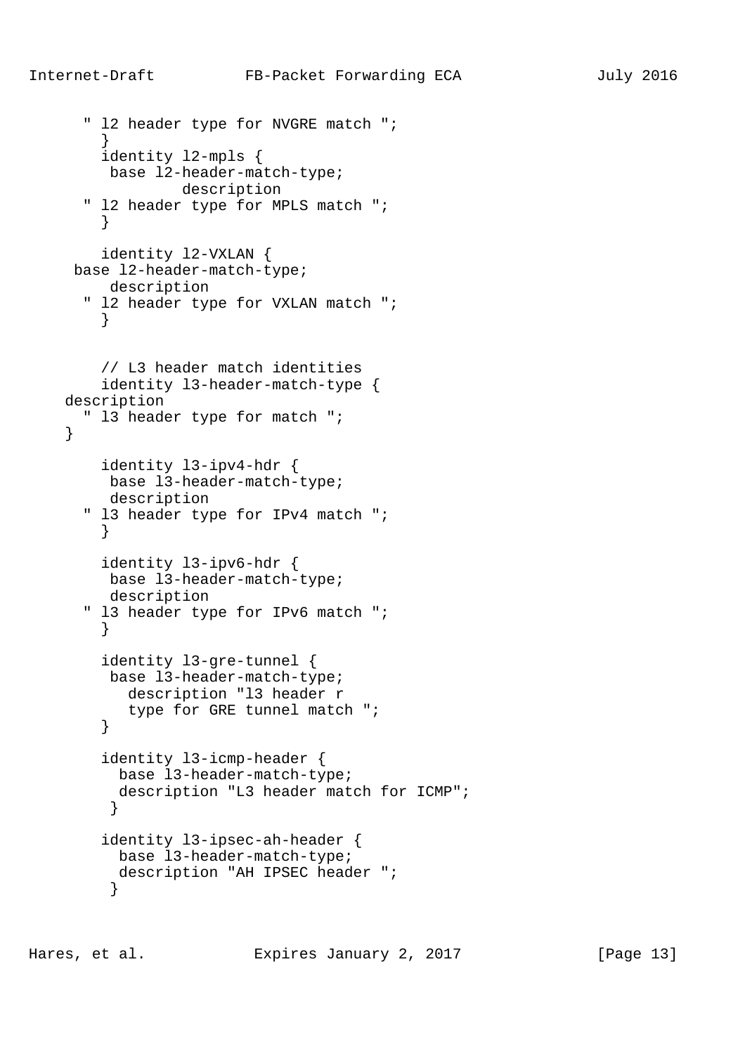```
      " l2 header type for NVGRE match ";
        }
        identity l2-mpls {
         base l2-header-match-type;
                 description
      " l2 header type for MPLS match ";
        }

        identity l2-VXLAN {
      base l2-header-match-type;
         description
      " l2 header type for VXLAN match ";
        }


        // L3 header match identities
        identity l3-header-match-type {
    description
      " l3 header type for match ";
    }

        identity l3-ipv4-hdr {
         base l3-header-match-type;
         description
      " l3 header type for IPv4 match ";
        }

        identity l3-ipv6-hdr {
         base l3-header-match-type;
         description
      " l3 header type for IPv6 match ";
        }

        identity l3-gre-tunnel {
         base l3-header-match-type;
           description "l3 header r
           type for GRE tunnel match ";
        }

        identity l3-icmp-header {
          base l3-header-match-type;
          description "L3 header match for ICMP";
         }

        identity l3-ipsec-ah-header {
          base l3-header-match-type;
          description "AH IPSEC header ";
         }
```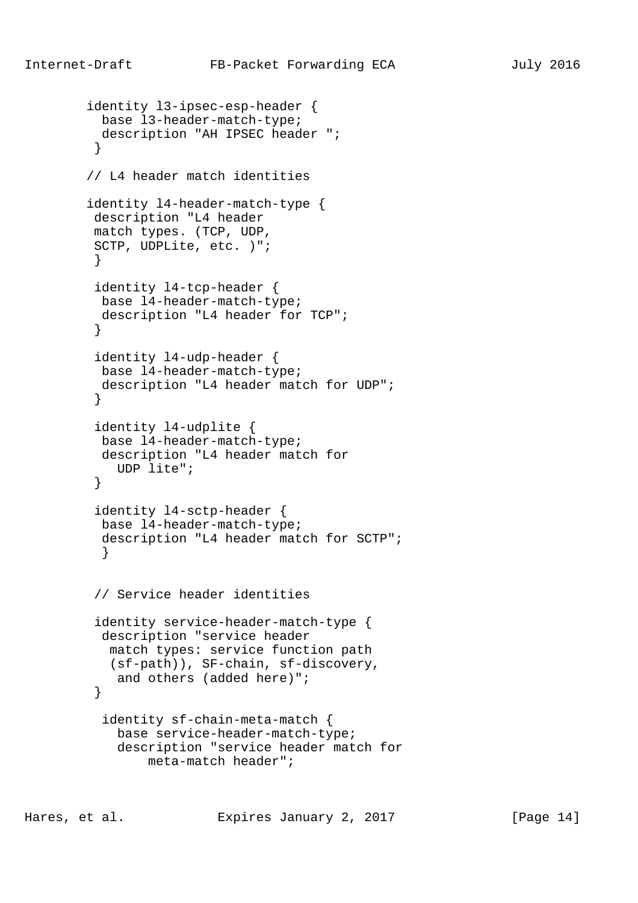```
        identity l3-ipsec-esp-header {
          base l3-header-match-type;
          description "AH IPSEC header ";
         }

        // L4 header match identities

        identity l4-header-match-type {
         description "L4 header
         match types. (TCP, UDP,
         SCTP, UDPLite, etc. )";
         }

         identity l4-tcp-header {
          base l4-header-match-type;
          description "L4 header for TCP";
         }

         identity l4-udp-header {
          base l4-header-match-type;
          description "L4 header match for UDP";
         }

         identity l4-udplite {
          base l4-header-match-type;
          description "L4 header match for
            UDP lite";
         }

         identity l4-sctp-header {
          base l4-header-match-type;
          description "L4 header match for SCTP";
          }


         // Service header identities

         identity service-header-match-type {
          description "service header
           match types: service function path
           (sf-path)), SF-chain, sf-discovery,
            and others (added here)";
         }

          identity sf-chain-meta-match {
            base service-header-match-type;
            description "service header match for
                meta-match header";
```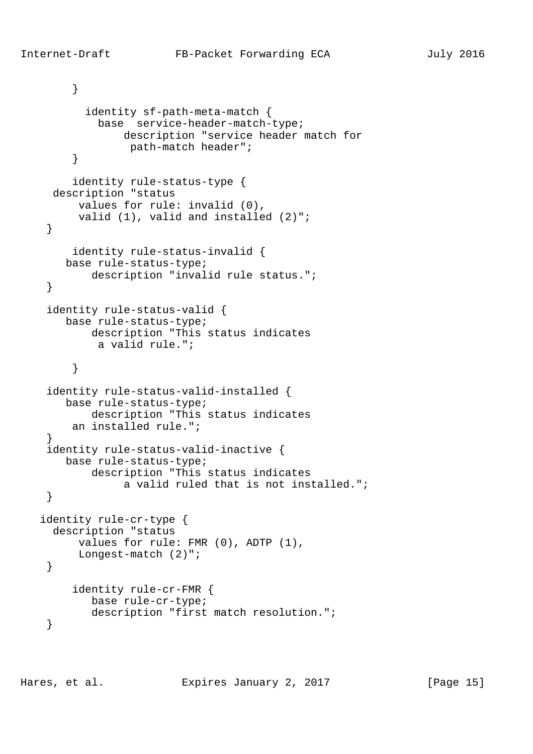```
        }

          identity sf-path-meta-match {
            base  service-header-match-type;
                description "service header match for
                 path-match header";
        }

        identity rule-status-type {
     description "status
         values for rule: invalid (0),
         valid (1), valid and installed (2)";
    }

        identity rule-status-invalid {
       base rule-status-type;
           description "invalid rule status.";
    }

    identity rule-status-valid {
       base rule-status-type;
           description "This status indicates
            a valid rule.";

        }

    identity rule-status-valid-installed {
       base rule-status-type;
           description "This status indicates
        an installed rule.";
    }
    identity rule-status-valid-inactive {
       base rule-status-type;
           description "This status indicates
                a valid ruled that is not installed.";
    }

   identity rule-cr-type {
     description "status
         values for rule: FMR (0), ADTP (1),
         Longest-match (2)";
    }

        identity rule-cr-FMR {
           base rule-cr-type;
           description "first match resolution.";
    }
```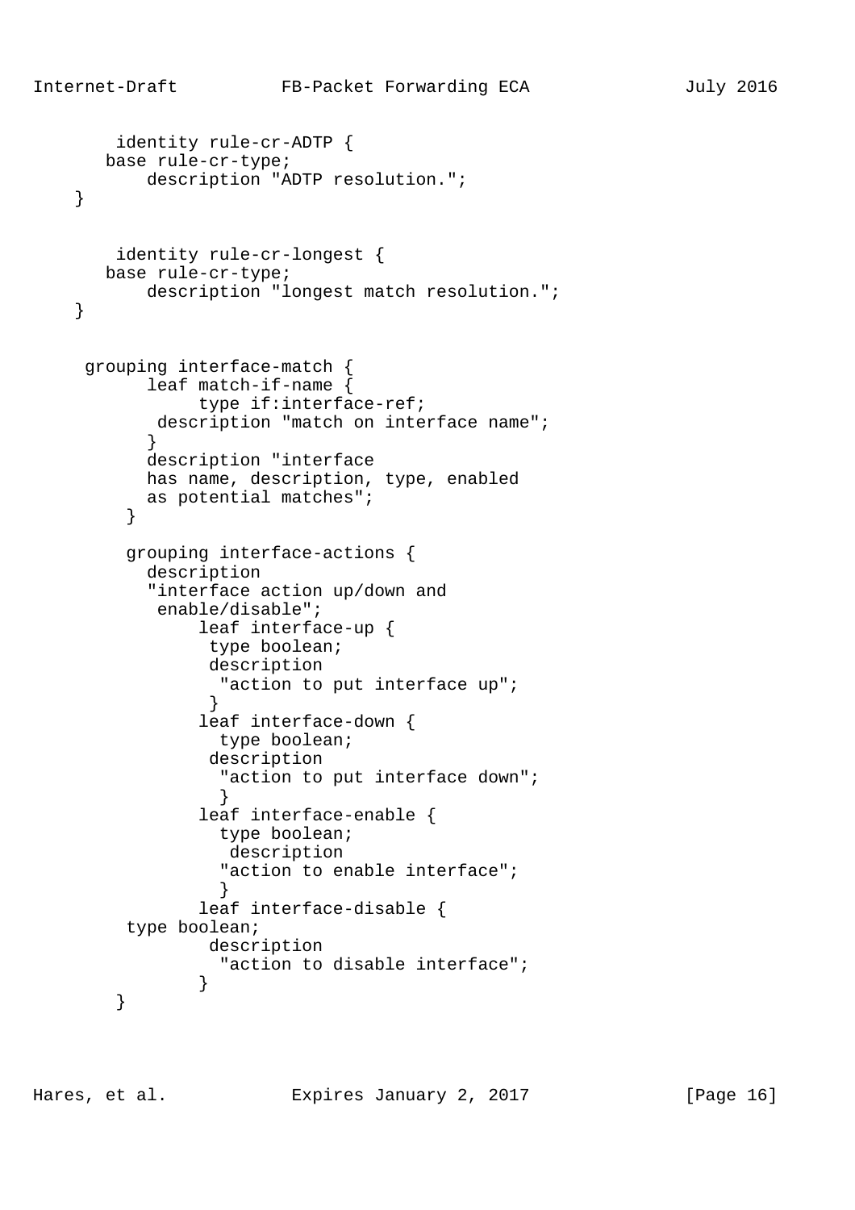```
        identity rule-cr-ADTP {
       base rule-cr-type;
           description "ADTP resolution.";
    }


        identity rule-cr-longest {
       base rule-cr-type;
           description "longest match resolution.";
    }


     grouping interface-match {
           leaf match-if-name {
                type if:interface-ref;
            description "match on interface name";
           }
           description "interface
           has name, description, type, enabled
           as potential matches";
         }

         grouping interface-actions {
           description
           "interface action up/down and
            enable/disable";
                leaf interface-up {
                 type boolean;
                 description
                  "action to put interface up";
                 }
                leaf interface-down {
                  type boolean;
                 description
                  "action to put interface down";
                  }
                leaf interface-enable {
                  type boolean;
                   description
                  "action to enable interface";
                  }
                leaf interface-disable {
         type boolean;
                 description
                  "action to disable interface";
                }
        }
```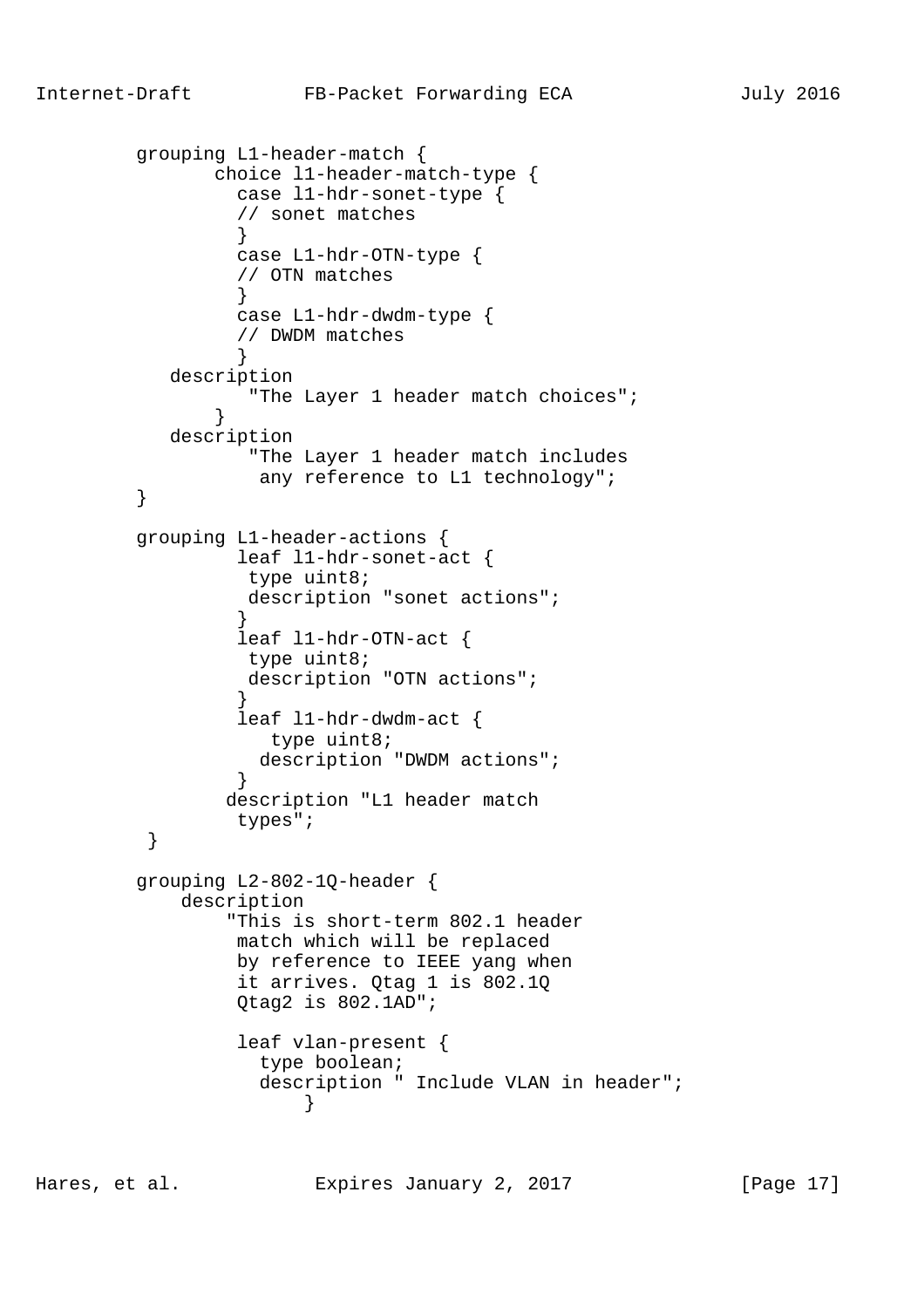```
        grouping L1-header-match {
               choice l1-header-match-type {
                 case l1-hdr-sonet-type {
                 // sonet matches
                 }
                 case L1-hdr-OTN-type {
                 // OTN matches
                 }
                 case L1-hdr-dwdm-type {
                 // DWDM matches
                 }
           description
                  "The Layer 1 header match choices";
               }
           description
                  "The Layer 1 header match includes
                   any reference to L1 technology";
        }

        grouping L1-header-actions {
                 leaf l1-hdr-sonet-act {
                  type uint8;
                  description "sonet actions";
                 }
                 leaf l1-hdr-OTN-act {
                  type uint8;
                  description "OTN actions";
                 }
                 leaf l1-hdr-dwdm-act {
                    type uint8;
                   description "DWDM actions";
                 }
                description "L1 header match
                 types";
         }

        grouping L2-802-1Q-header {
            description
                "This is short-term 802.1 header
                 match which will be replaced
                 by reference to IEEE yang when
                 it arrives. Qtag 1 is 802.1Q
                 Qtag2 is 802.1AD";

                 leaf vlan-present {
                   type boolean;
                   description " Include VLAN in header";
                       }
```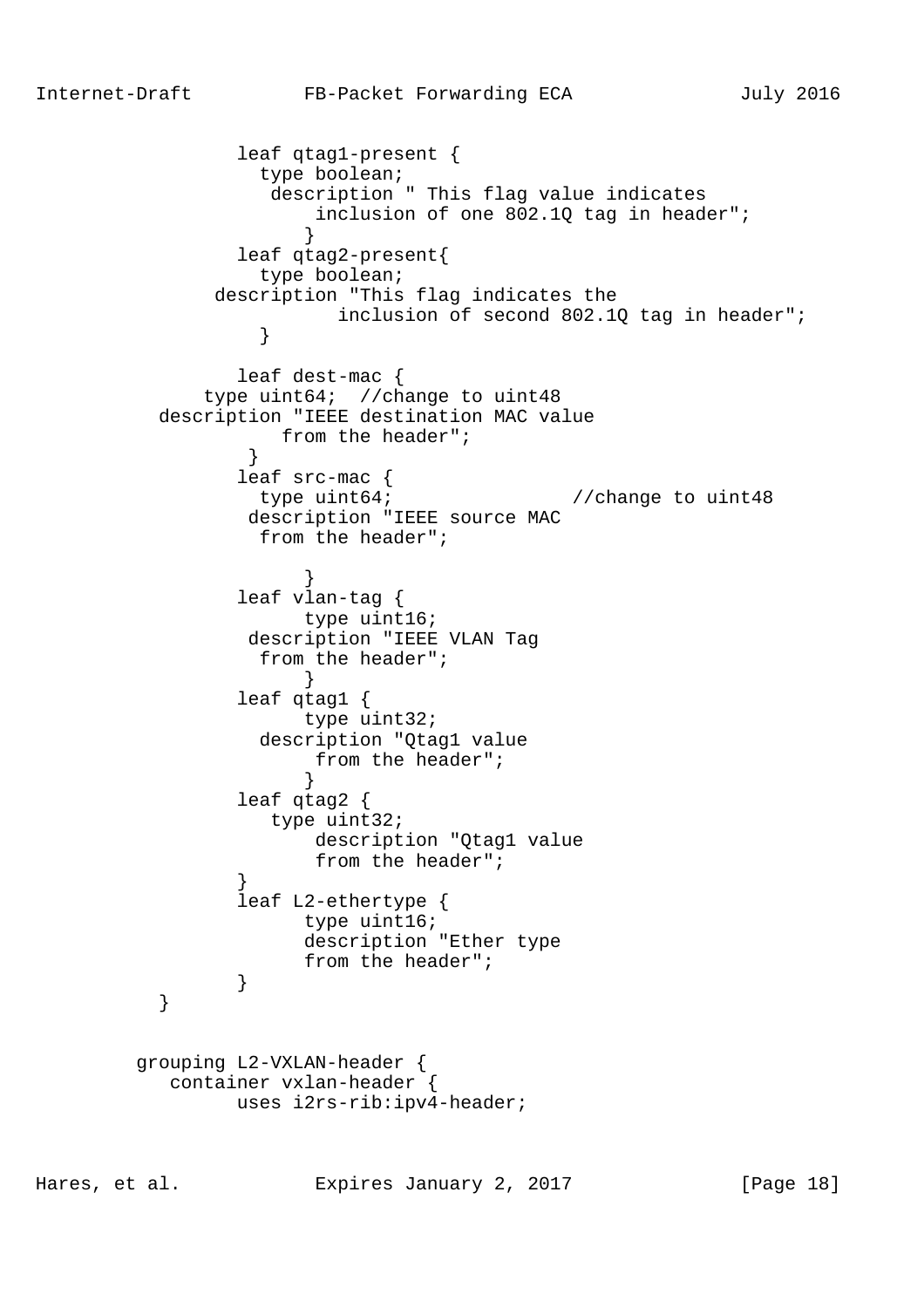```
            leaf qtag1-present {
              type boolean;
               description " This flag value indicates
                   inclusion of one 802.1Q tag in header";
                  }
            leaf qtag2-present{
              type boolean;
          description "This flag indicates the
                     inclusion of second 802.1Q tag in header";
              }

            leaf dest-mac {
         type uint64;  //change to uint48
     description "IEEE destination MAC value
                from the header";
           }
            leaf src-mac {
              type uint64;                //change to uint48
             description "IEEE source MAC
              from the header";

                  }
            leaf vlan-tag {
                  type uint16;
             description "IEEE VLAN Tag
              from the header";
                  }
            leaf qtag1 {
                  type uint32;
              description "Qtag1 value
                   from the header";
                  }
            leaf qtag2 {
               type uint32;
                   description "Qtag1 value
                   from the header";
            }
            leaf L2-ethertype {
                  type uint16;
                  description "Ether type
                  from the header";
            }
     }


   grouping L2-VXLAN-header {
      container vxlan-header {
            uses i2rs-rib:ipv4-header;
```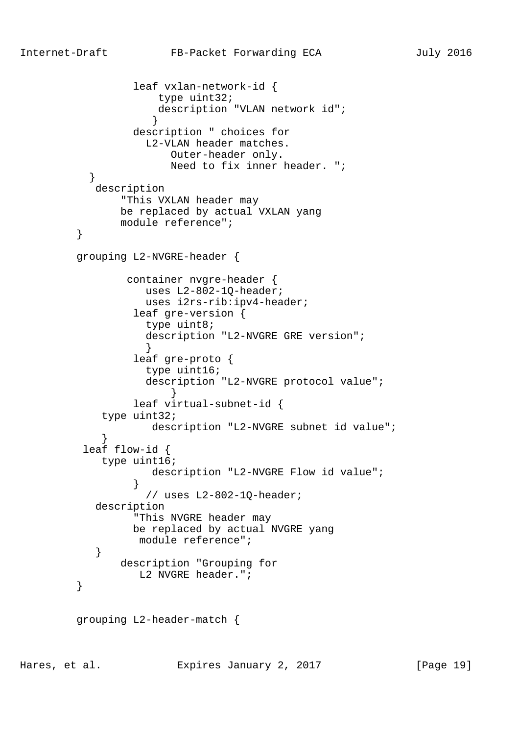```
              leaf vxlan-network-id {
                  type uint32;
                  description "VLAN network id";
                 }
              description " choices for
                L2-VLAN header matches.
                    Outer-header only.
                    Need to fix inner header. ";
         }
          description
              "This VXLAN header may
              be replaced by actual VXLAN yang
              module reference";
       }

       grouping L2-NVGRE-header {

               container nvgre-header {
                 uses L2-802-1Q-header;
                 uses i2rs-rib:ipv4-header;
              leaf gre-version {
                type uint8;
                description "L2-NVGRE GRE version";
                }
              leaf gre-proto {
                type uint16;
                description "L2-NVGRE protocol value";
                    }
              leaf virtual-subnet-id {
          type uint32;
                  description "L2-NVGRE subnet id value";
          }
        leaf flow-id {
           type uint16;
                  description "L2-NVGRE Flow id value";
              }
                // uses L2-802-1Q-header;
          description
                "This NVGRE header may
                be replaced by actual NVGRE yang
                 module reference";
          }
              description "Grouping for
                 L2 NVGRE header.";
       }


       grouping L2-header-match {
```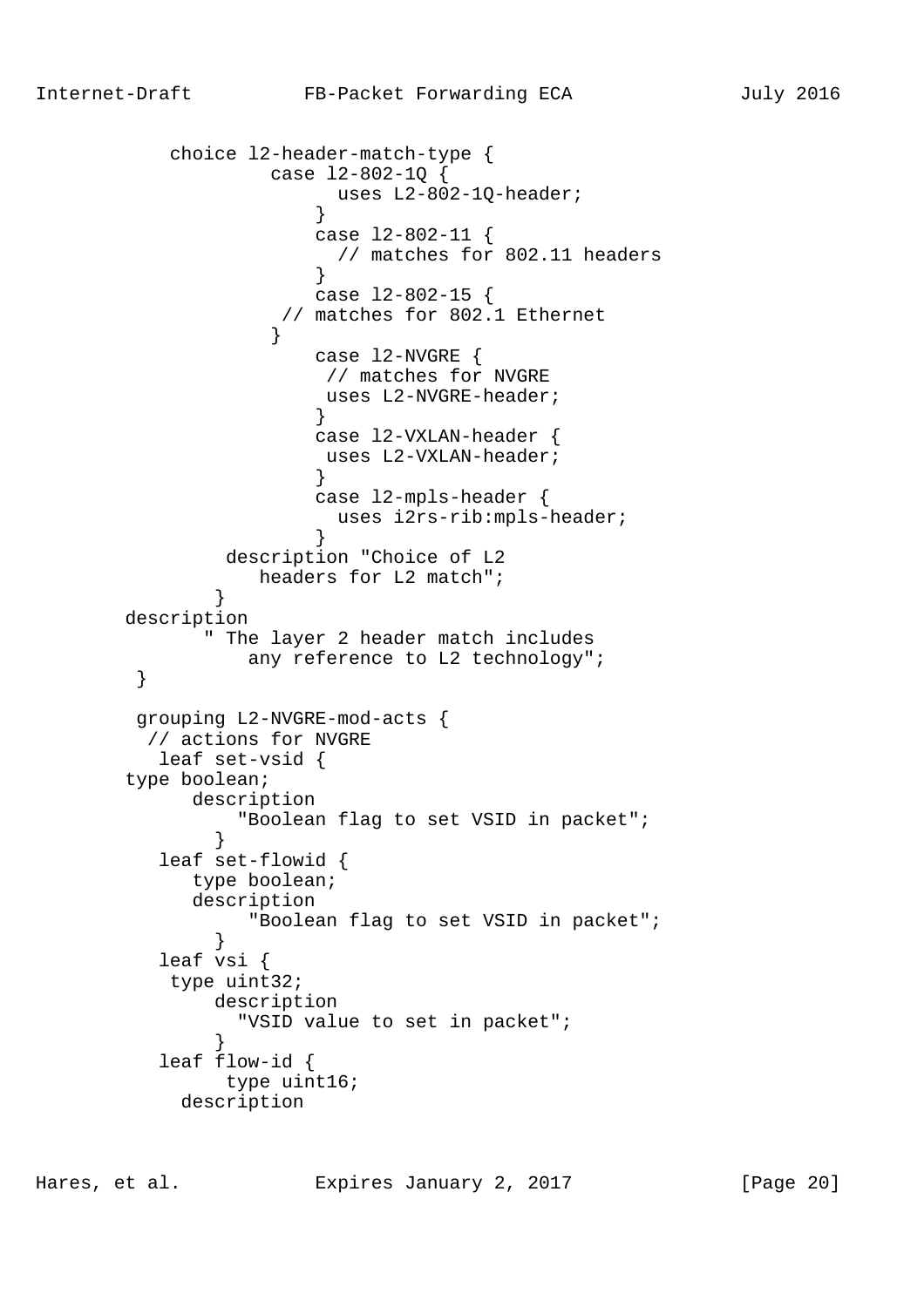```
           choice l2-header-match-type {
                    case l2-802-1Q {
                          uses L2-802-1Q-header;
                        }
                        case l2-802-11 {
                          // matches for 802.11 headers
                        }
                        case l2-802-15 {
                     // matches for 802.1 Ethernet
                    }
                        case l2-NVGRE {
                         // matches for NVGRE
                         uses L2-NVGRE-header;
                        }
                        case l2-VXLAN-header {
                         uses L2-VXLAN-header;
                        }
                        case l2-mpls-header {
                          uses i2rs-rib:mpls-header;
                        }
                 description "Choice of L2
                    headers for L2 match";
                }
       description
              " The layer 2 header match includes
                  any reference to L2 technology";
        }

        grouping L2-NVGRE-mod-acts {
         // actions for NVGRE
          leaf set-vsid {
       type boolean;
             description
                 "Boolean flag to set VSID in packet";
                }
          leaf set-flowid {
             type boolean;
             description
                  "Boolean flag to set VSID in packet";
                }
          leaf vsi {
           type uint32;
               description
                 "VSID value to set in packet";
                }
          leaf flow-id {
                type uint16;
            description
```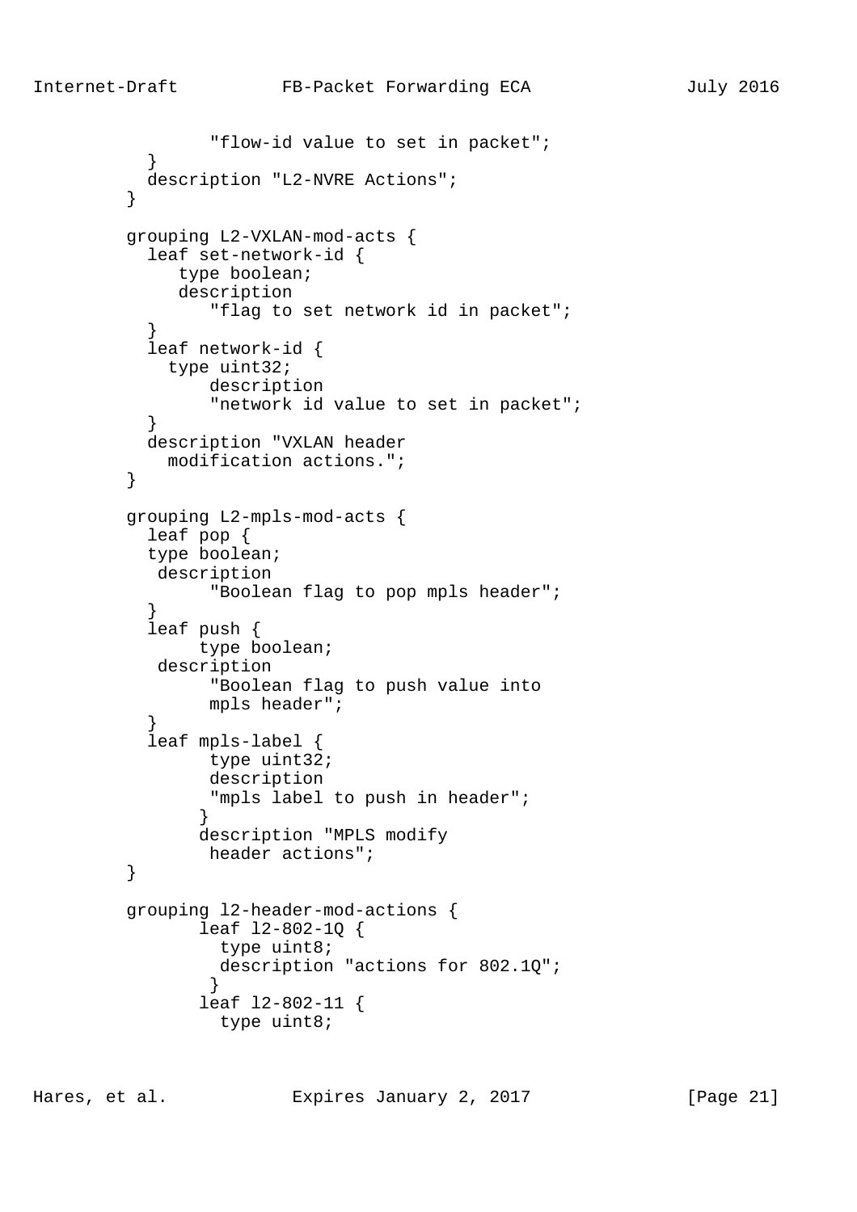```
                "flow-id value to set in packet";
          }
          description "L2-NVRE Actions";
        }

        grouping L2-VXLAN-mod-acts {
          leaf set-network-id {
             type boolean;
             description
                "flag to set network id in packet";
          }
          leaf network-id {
            type uint32;
                description
                "network id value to set in packet";
          }
          description "VXLAN header
            modification actions.";
        }

        grouping L2-mpls-mod-acts {
          leaf pop {
          type boolean;
           description
                "Boolean flag to pop mpls header";
          }
          leaf push {
               type boolean;
           description
                "Boolean flag to push value into
                mpls header";
          }
          leaf mpls-label {
                type uint32;
                description
                "mpls label to push in header";
               }
               description "MPLS modify
                header actions";
        }

        grouping l2-header-mod-actions {
               leaf l2-802-1Q {
                 type uint8;
                 description "actions for 802.1Q";
                }
               leaf l2-802-11 {
                 type uint8;
```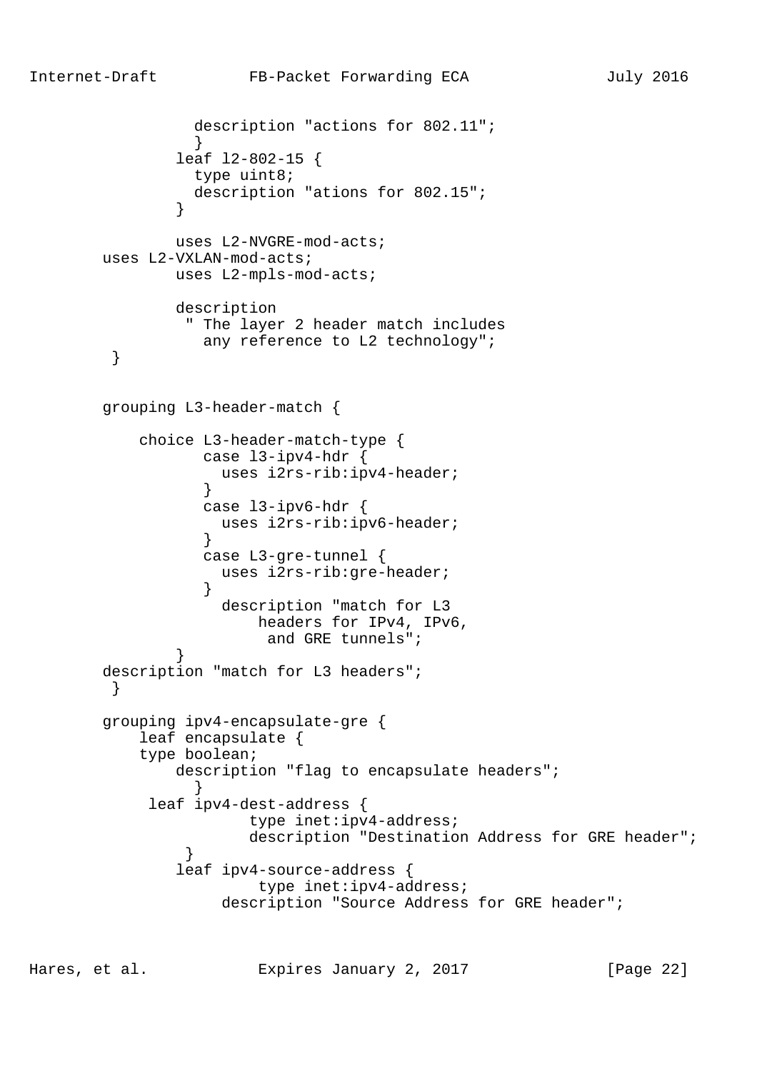```
              description "actions for 802.11";
              }
            leaf l2-802-15 {
              type uint8;
              description "ations for 802.15";
            }

            uses L2-NVGRE-mod-acts;
    uses L2-VXLAN-mod-acts;
            uses L2-mpls-mod-acts;

            description
             " The layer 2 header match includes
               any reference to L2 technology";
     }


    grouping L3-header-match {

        choice L3-header-match-type {
               case l3-ipv4-hdr {
                 uses i2rs-rib:ipv4-header;
               }
               case l3-ipv6-hdr {
                 uses i2rs-rib:ipv6-header;
               }
               case L3-gre-tunnel {
                 uses i2rs-rib:gre-header;
               }
                 description "match for L3
                     headers for IPv4, IPv6,
                      and GRE tunnels";
            }
    description "match for L3 headers";
     }

    grouping ipv4-encapsulate-gre {
        leaf encapsulate {
        type boolean;
            description "flag to encapsulate headers";
              }
         leaf ipv4-dest-address {
                  type inet:ipv4-address;
                  description "Destination Address for GRE header";
             }
            leaf ipv4-source-address {
                   type inet:ipv4-address;
                 description "Source Address for GRE header";
```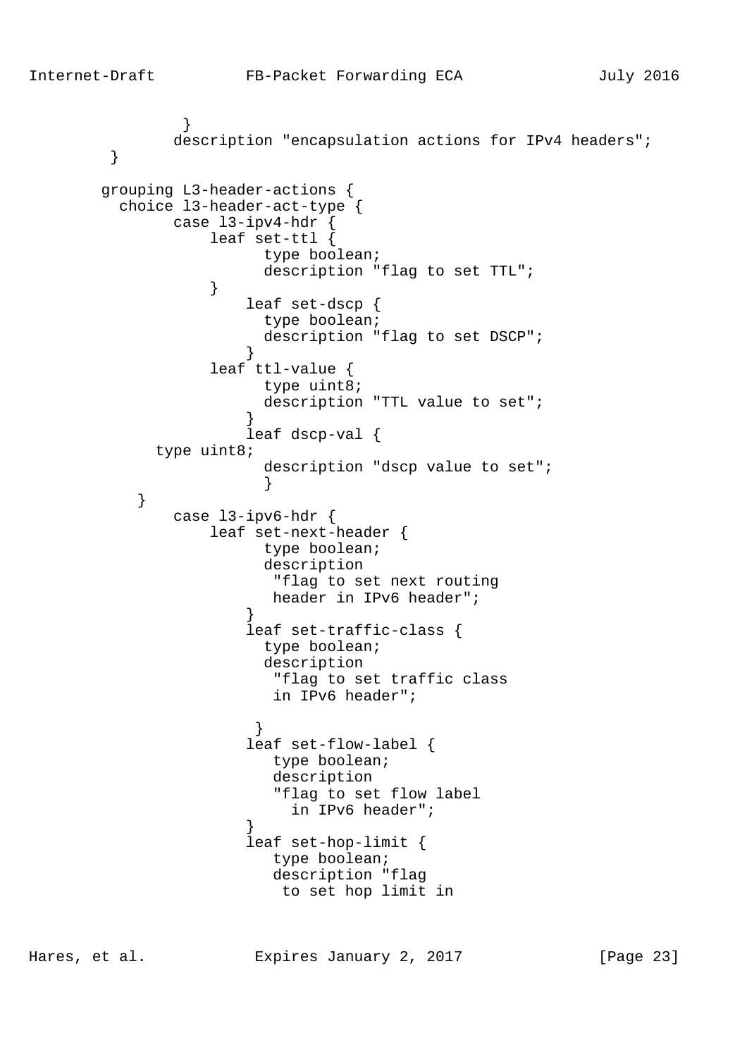```
                }
              description "encapsulation actions for IPv4 headers";
        }

       grouping L3-header-actions {
         choice l3-header-act-type {
              case l3-ipv4-hdr {
                  leaf set-ttl {
                        type boolean;
                        description "flag to set TTL";
                  }
                      leaf set-dscp {
                        type boolean;
                        description "flag to set DSCP";
                      }
                  leaf ttl-value {
                        type uint8;
                        description "TTL value to set";
                      }
                      leaf dscp-val {
           type uint8;
                        description "dscp value to set";
                        }
            }
              case l3-ipv6-hdr {
                  leaf set-next-header {
                        type boolean;
                        description
                         "flag to set next routing
                         header in IPv6 header";
                      }
                      leaf set-traffic-class {
                        type boolean;
                        description
                         "flag to set traffic class
                         in IPv6 header";

                       }
                      leaf set-flow-label {
                         type boolean;
                         description
                         "flag to set flow label
                           in IPv6 header";
                      }
                      leaf set-hop-limit {
                         type boolean;
                         description "flag
                          to set hop limit in
```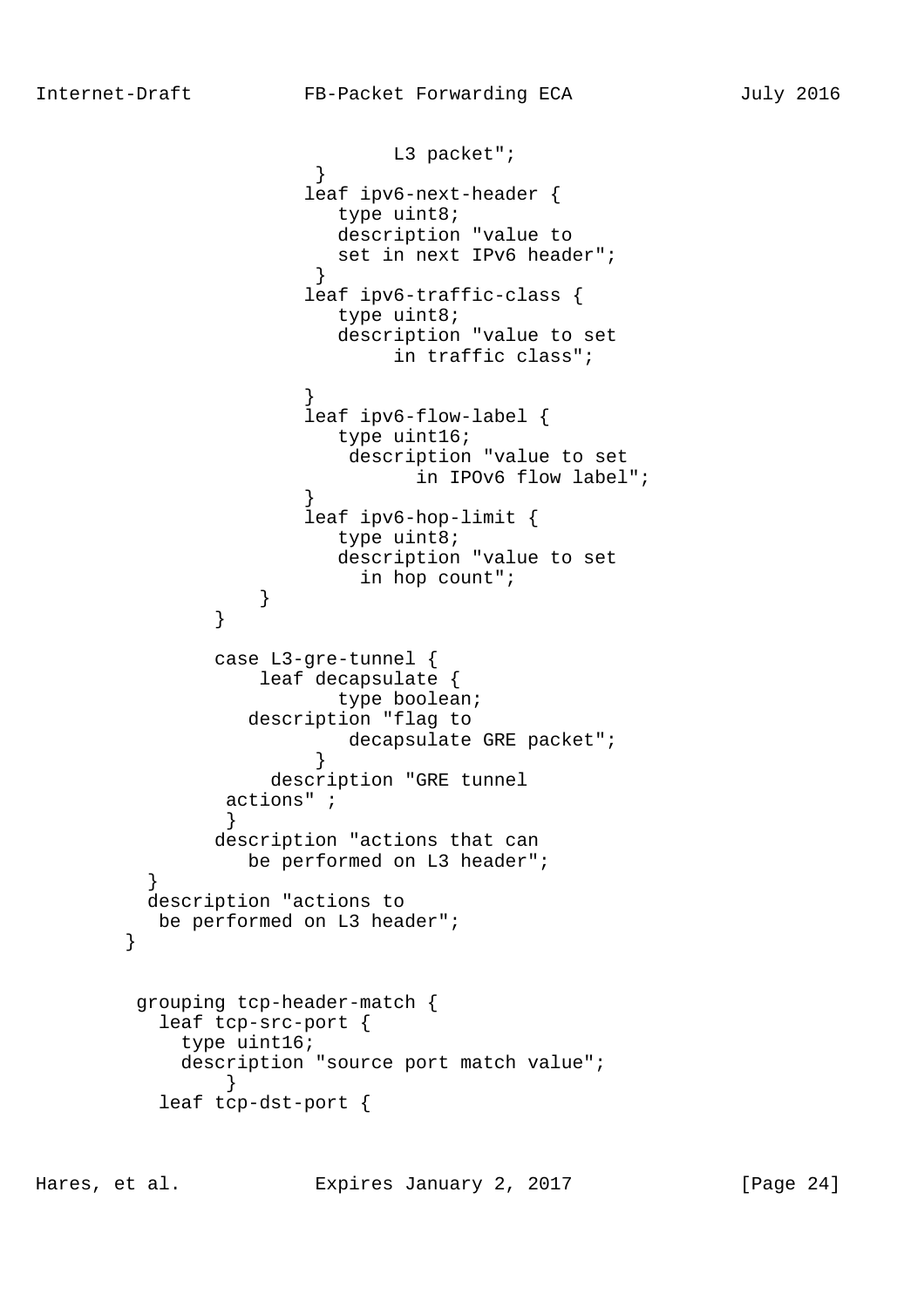```
                             L3 packet";
                      }
                     leaf ipv6-next-header {
                        type uint8;
                        description "value to
                        set in next IPv6 header";
                      }
                     leaf ipv6-traffic-class {
                        type uint8;
                        description "value to set
                             in traffic class";

                     }
                     leaf ipv6-flow-label {
                        type uint16;
                         description "value to set
                               in IPOv6 flow label";
                     }
                     leaf ipv6-hop-limit {
                        type uint8;
                        description "value to set
                          in hop count";
                 }
             }

             case L3-gre-tunnel {
                 leaf decapsulate {
                        type boolean;
                description "flag to
                         decapsulate GRE packet";
                      }
                  description "GRE tunnel
              actions" ;
              }
             description "actions that can
                be performed on L3 header";
       }
       description "actions to
        be performed on L3 header";
     }


      grouping tcp-header-match {
        leaf tcp-src-port {
          type uint16;
          description "source port match value";
              }
        leaf tcp-dst-port {
```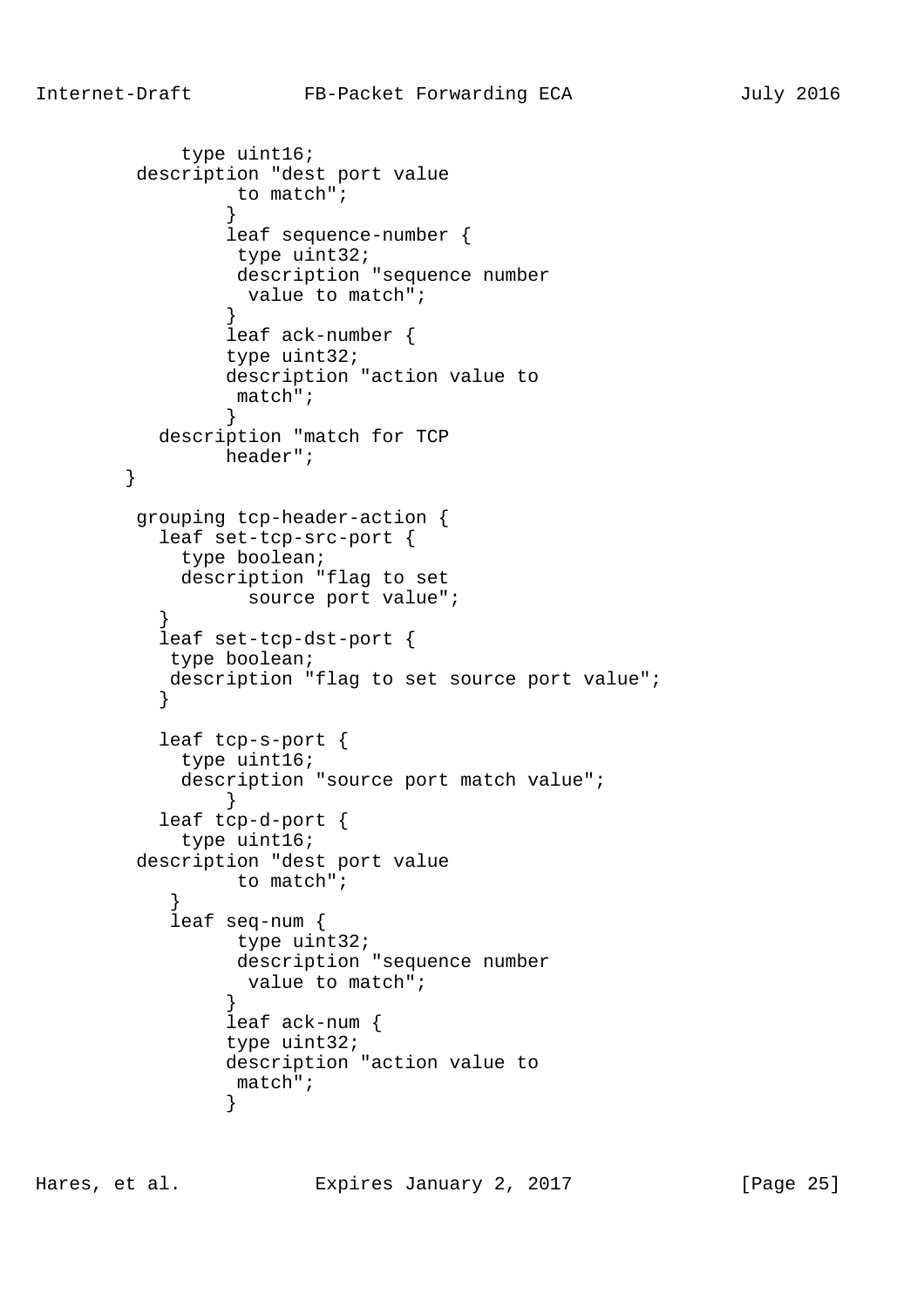```
             type uint16;
         description "dest port value
                  to match";
                 }
                 leaf sequence-number {
                  type uint32;
                  description "sequence number
                   value to match";
                 }
                 leaf ack-number {
                 type uint32;
                 description "action value to
                  match";
                 }
           description "match for TCP
                 header";
        }

         grouping tcp-header-action {
           leaf set-tcp-src-port {
             type boolean;
             description "flag to set
                   source port value";
           }
           leaf set-tcp-dst-port {
            type boolean;
            description "flag to set source port value";
           }

           leaf tcp-s-port {
             type uint16;
             description "source port match value";
                 }
           leaf tcp-d-port {
             type uint16;
         description "dest port value
                  to match";
            }
            leaf seq-num {
                  type uint32;
                  description "sequence number
                   value to match";
                 }
                 leaf ack-num {
                 type uint32;
                 description "action value to
                  match";
                 }
```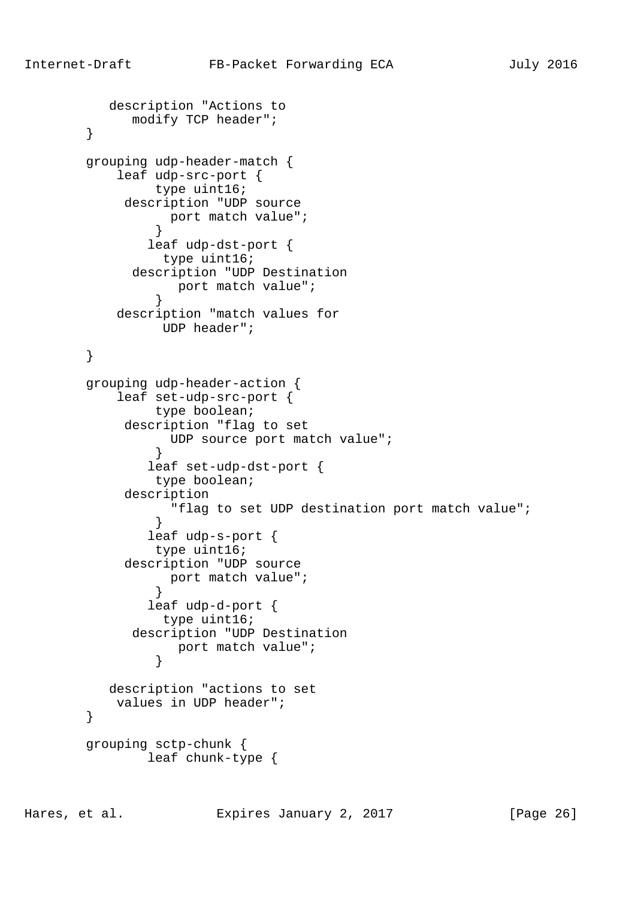```
           description "Actions to
              modify TCP header";
        }

        grouping udp-header-match {
            leaf udp-src-port {
                 type uint16;
             description "UDP source
                   port match value";
                 }
               leaf udp-dst-port {
                  type uint16;
              description "UDP Destination
                    port match value";
                 }
            description "match values for
                  UDP header";

        }

        grouping udp-header-action {
            leaf set-udp-src-port {
                 type boolean;
             description "flag to set
                   UDP source port match value";
                 }
               leaf set-udp-dst-port {
                 type boolean;
             description
                   "flag to set UDP destination port match value";
                 }
               leaf udp-s-port {
                 type uint16;
             description "UDP source
                   port match value";
                 }
               leaf udp-d-port {
                  type uint16;
              description "UDP Destination
                    port match value";
                 }

           description "actions to set
            values in UDP header";
        }

        grouping sctp-chunk {
                leaf chunk-type {
```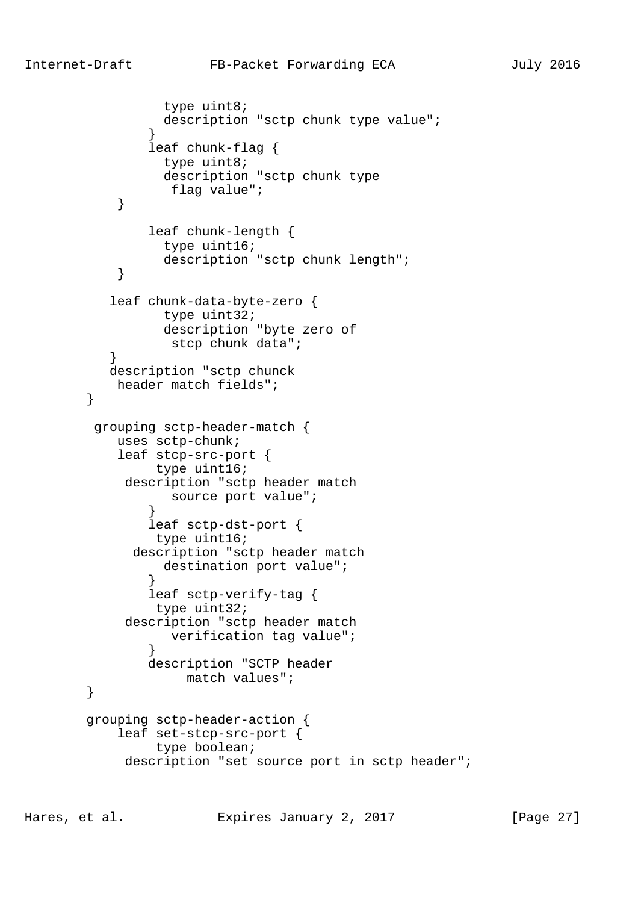```
               type uint8;
               description "sctp chunk type value";
             }
             leaf chunk-flag {
               type uint8;
               description "sctp chunk type
                flag value";
         }

             leaf chunk-length {
               type uint16;
               description "sctp chunk length";
         }

        leaf chunk-data-byte-zero {
               type uint32;
               description "byte zero of
                stcp chunk data";
        }
        description "sctp chunck
         header match fields";
      }

       grouping sctp-header-match {
          uses sctp-chunk;
          leaf stcp-src-port {
               type uint16;
           description "sctp header match
                source port value";
             }
             leaf sctp-dst-port {
              type uint16;
            description "sctp header match
               destination port value";
             }
             leaf sctp-verify-tag {
              type uint32;
           description "sctp header match
                verification tag value";
             }
             description "SCTP header
                 match values";
      }

      grouping sctp-header-action {
          leaf set-stcp-src-port {
               type boolean;
           description "set source port in sctp header";
```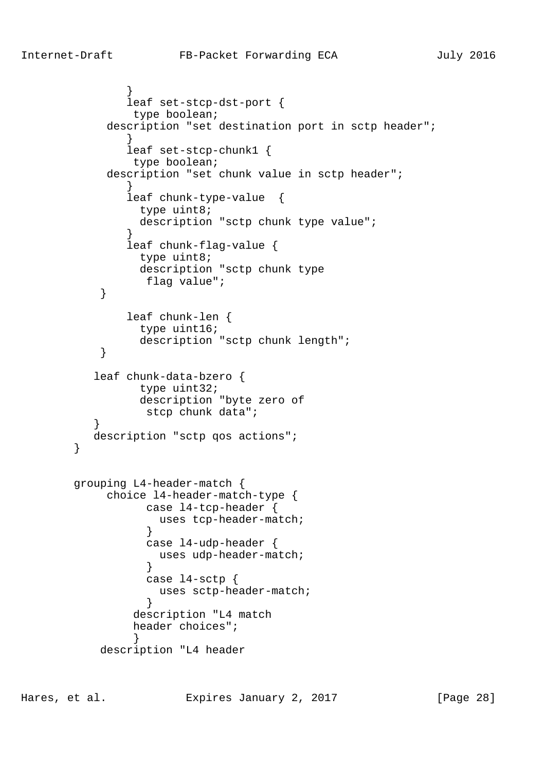```
              }
              leaf set-stcp-dst-port {
               type boolean;
           description "set destination port in sctp header";
              }
              leaf set-stcp-chunk1 {
               type boolean;
           description "set chunk value in sctp header";
              }
              leaf chunk-type-value  {
                type uint8;
                description "sctp chunk type value";
              }
              leaf chunk-flag-value {
                type uint8;
                description "sctp chunk type
                 flag value";
          }

              leaf chunk-len {
                type uint16;
                description "sctp chunk length";
          }

         leaf chunk-data-bzero {
                type uint32;
                description "byte zero of
                 stcp chunk data";
         }
         description "sctp qos actions";
      }


      grouping L4-header-match {
           choice l4-header-match-type {
                 case l4-tcp-header {
                   uses tcp-header-match;
                 }
                 case l4-udp-header {
                   uses udp-header-match;
                 }
                 case l4-sctp {
                   uses sctp-header-match;
                 }
               description "L4 match
               header choices";
               }
          description "L4 header
```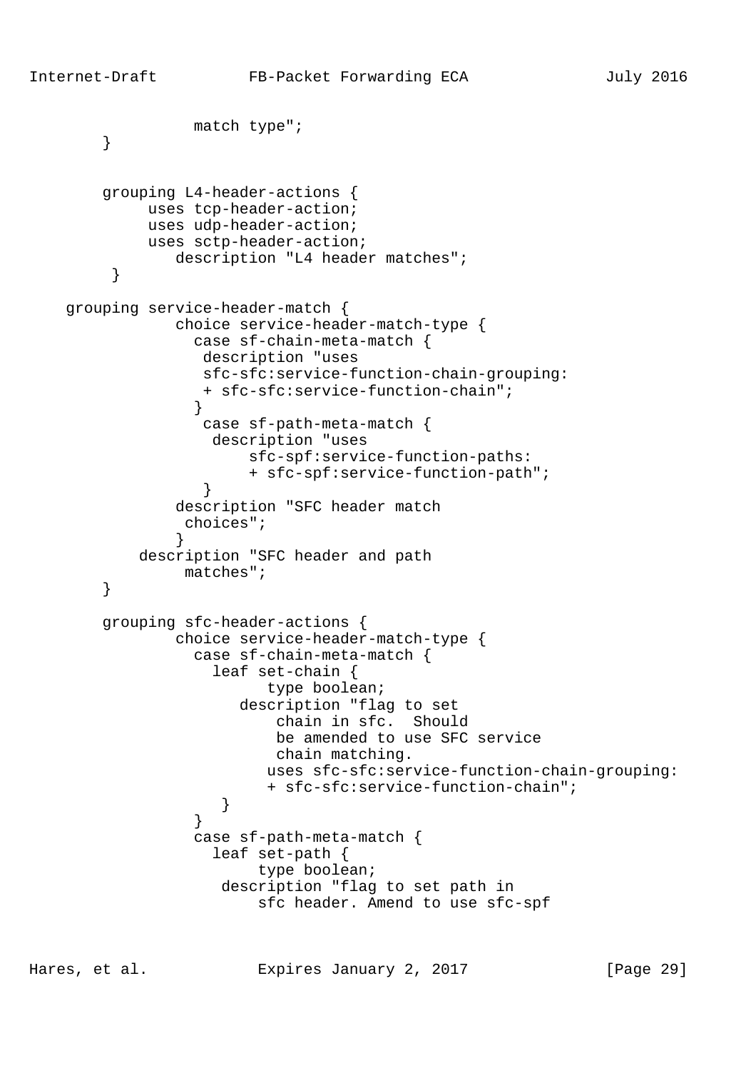```
                  match type";
        }


        grouping L4-header-actions {
             uses tcp-header-action;
             uses udp-header-action;
             uses sctp-header-action;
                description "L4 header matches";
         }

    grouping service-header-match {
                choice service-header-match-type {
                  case sf-chain-meta-match {
                   description "uses
                   sfc-sfc:service-function-chain-grouping:
                   + sfc-sfc:service-function-chain";
                  }
                   case sf-path-meta-match {
                    description "uses
                        sfc-spf:service-function-paths:
                        + sfc-spf:service-function-path";
                   }
                description "SFC header match
                 choices";
                }
            description "SFC header and path
                 matches";
        }

        grouping sfc-header-actions {
                choice service-header-match-type {
                  case sf-chain-meta-match {
                    leaf set-chain {
                          type boolean;
                       description "flag to set
                           chain in sfc.  Should
                           be amended to use SFC service
                           chain matching.
                          uses sfc-sfc:service-function-chain-grouping:
                          + sfc-sfc:service-function-chain";
                     }
                  }
                  case sf-path-meta-match {
                    leaf set-path {
                         type boolean;
                     description "flag to set path in
                         sfc header. Amend to use sfc-spf
```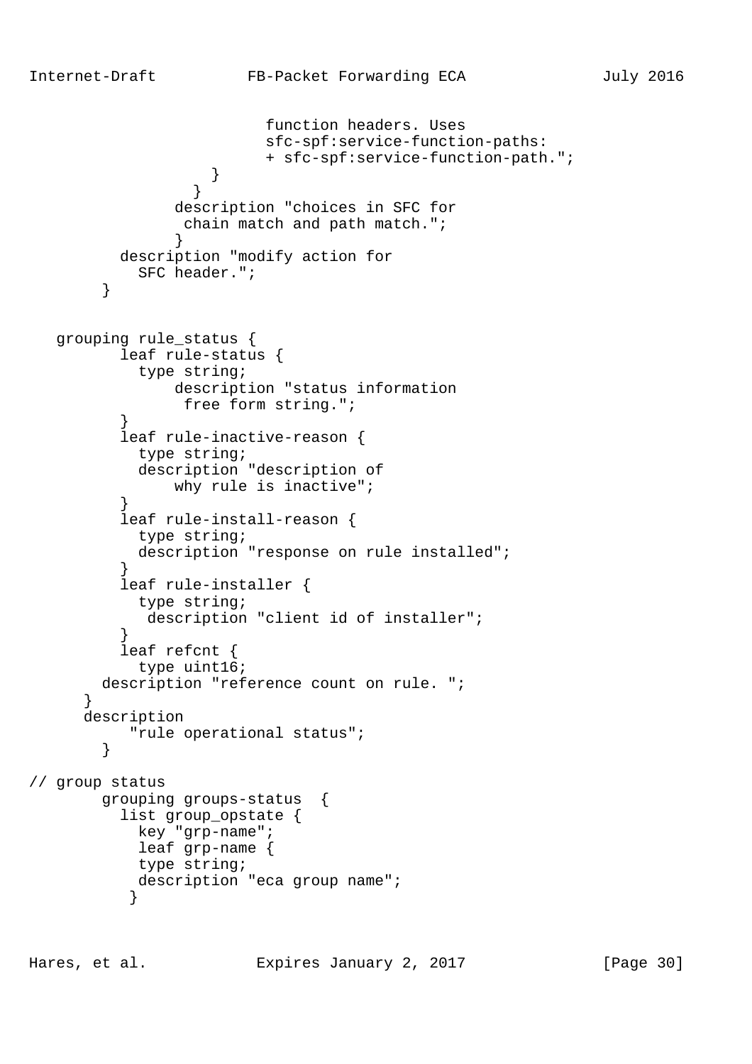```
                           function headers. Uses
                           sfc-spf:service-function-paths:
                           + sfc-spf:service-function-path.";
                     }
                    }
                  description "choices in SFC for
                   chain match and path match.";
                  }
            description "modify action for
              SFC header.";
          }


     grouping rule_status {
            leaf rule-status {
              type string;
                  description "status information
                   free form string.";
            }
            leaf rule-inactive-reason {
              type string;
              description "description of
                  why rule is inactive";
            }
            leaf rule-install-reason {
              type string;
              description "response on rule installed";
            }
            leaf rule-installer {
              type string;
               description "client id of installer";
            }
            leaf refcnt {
              type uint16;
          description "reference count on rule. ";
        }
        description
             "rule operational status";
          }

// group status
          grouping groups-status  {
            list group_opstate {
              key "grp-name";
              leaf grp-name {
              type string;
              description "eca group name";
             }
```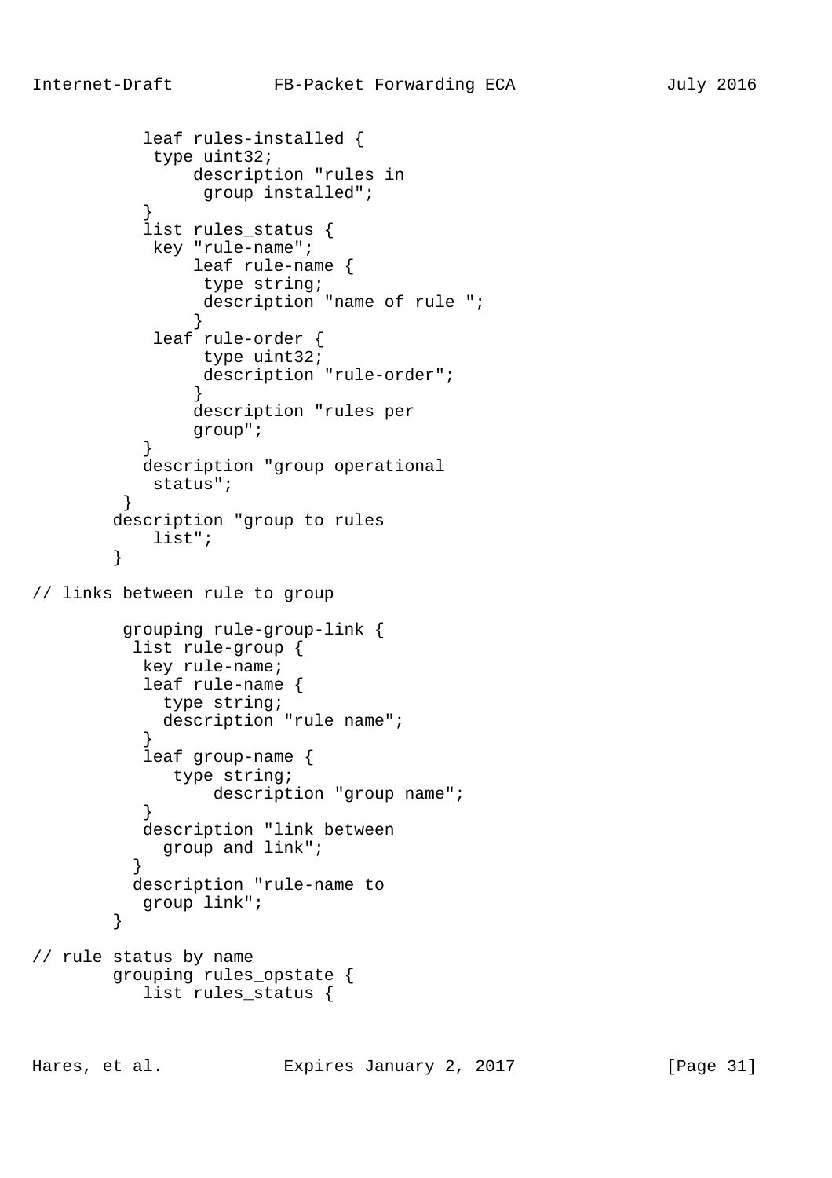```
           leaf rules-installed {
            type uint32;
                description "rules in
                 group installed";
           }
           list rules_status {
            key "rule-name";
                leaf rule-name {
                 type string;
                 description "name of rule ";
                }
            leaf rule-order {
                 type uint32;
                 description "rule-order";
                }
                description "rules per
                group";
           }
           description "group operational
            status";
         }
        description "group to rules
            list";
        }

// links between rule to group

         grouping rule-group-link {
          list rule-group {
           key rule-name;
           leaf rule-name {
             type string;
             description "rule name";
           }
           leaf group-name {
              type string;
                  description "group name";
           }
           description "link between
             group and link";
          }
          description "rule-name to
           group link";
        }

// rule status by name
        grouping rules_opstate {
           list rules_status {
```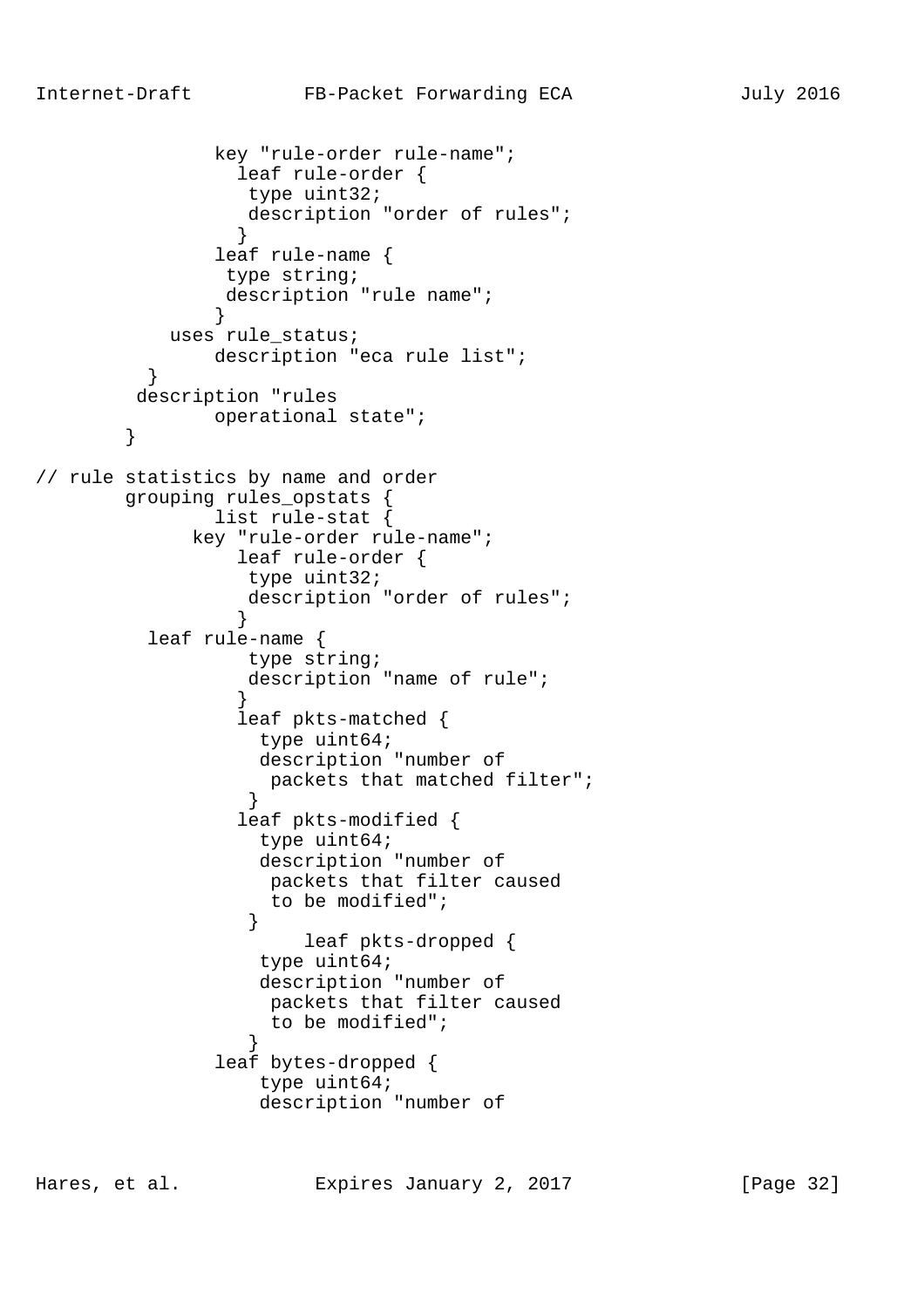```
                key "rule-order rule-name";
                  leaf rule-order {
                   type uint32;
                   description "order of rules";
                  }
                leaf rule-name {
                 type string;
                 description "rule name";
                }
            uses rule_status;
                description "eca rule list";
          }
         description "rules
                operational state";
        }

// rule statistics by name and order
        grouping rules_opstats {
                 list rule-stat {
              key "rule-order rule-name";
                  leaf rule-order {
                   type uint32;
                   description "order of rules";
                  }
          leaf rule-name {
                   type string;
                   description "name of rule";
                  }
                  leaf pkts-matched {
                    type uint64;
                    description "number of
                     packets that matched filter";
                   }
                  leaf pkts-modified {
                    type uint64;
                    description "number of
                     packets that filter caused
                     to be modified";
                   }
                        leaf pkts-dropped {
                    type uint64;
                    description "number of
                     packets that filter caused
                     to be modified";
                   }
                leaf bytes-dropped {
                    type uint64;
                    description "number of
```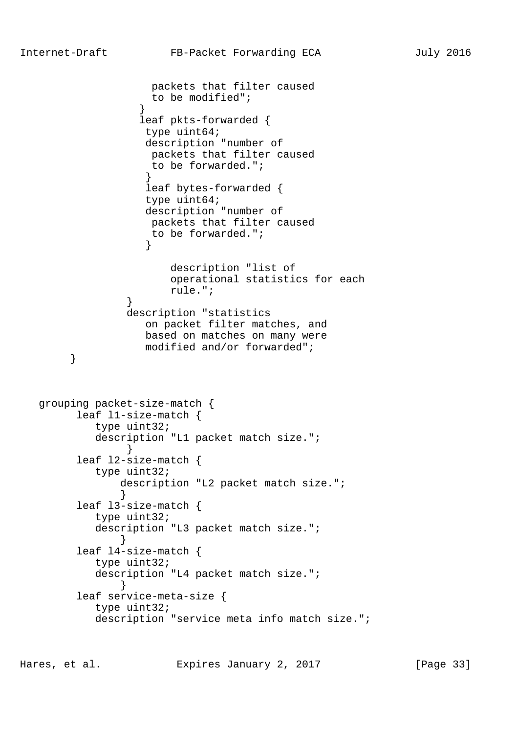```
                    packets that filter caused
                    to be modified";
                  }
                  leaf pkts-forwarded {
                   type uint64;
                   description "number of
                    packets that filter caused
                    to be forwarded.";
                   }
                   leaf bytes-forwarded {
                   type uint64;
                   description "number of
                    packets that filter caused
                    to be forwarded.";
                   }

                       description "list of
                       operational statistics for each
                       rule.";
                }
                description "statistics
                   on packet filter matches, and
                   based on matches on many were
                   modified and/or forwarded";
        }



   grouping packet-size-match {
         leaf l1-size-match {
            type uint32;
            description "L1 packet match size.";
                 }
         leaf l2-size-match {
            type uint32;
                description "L2 packet match size.";
                }
         leaf l3-size-match {
            type uint32;
            description "L3 packet match size.";
                }
         leaf l4-size-match {
            type uint32;
            description "L4 packet match size.";
                }
         leaf service-meta-size {
            type uint32;
            description "service meta info match size.";
```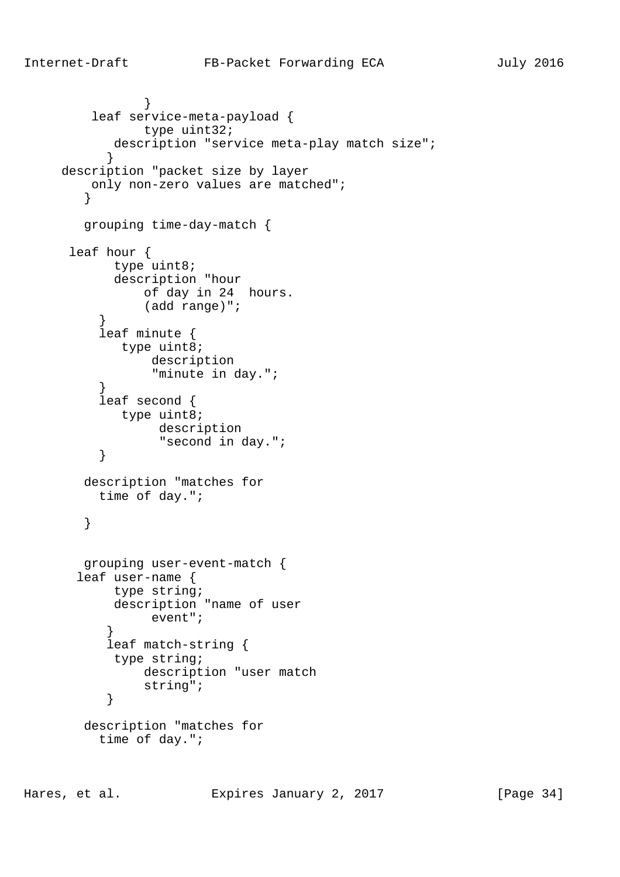```
               }
         leaf service-meta-payload {
               type uint32;
            description "service meta-play match size";
           }
     description "packet size by layer
         only non-zero values are matched";
        }

        grouping time-day-match {

      leaf hour {
            type uint8;
            description "hour
                of day in 24  hours.
                (add range)";
          }
          leaf minute {
             type uint8;
                 description
                 "minute in day.";
          }
          leaf second {
             type uint8;
                  description
                  "second in day.";
          }

        description "matches for
          time of day.";

        }


        grouping user-event-match {
       leaf user-name {
            type string;
            description "name of user
                 event";
           }
           leaf match-string {
            type string;
                description "user match
                string";
           }

        description "matches for
          time of day.";
```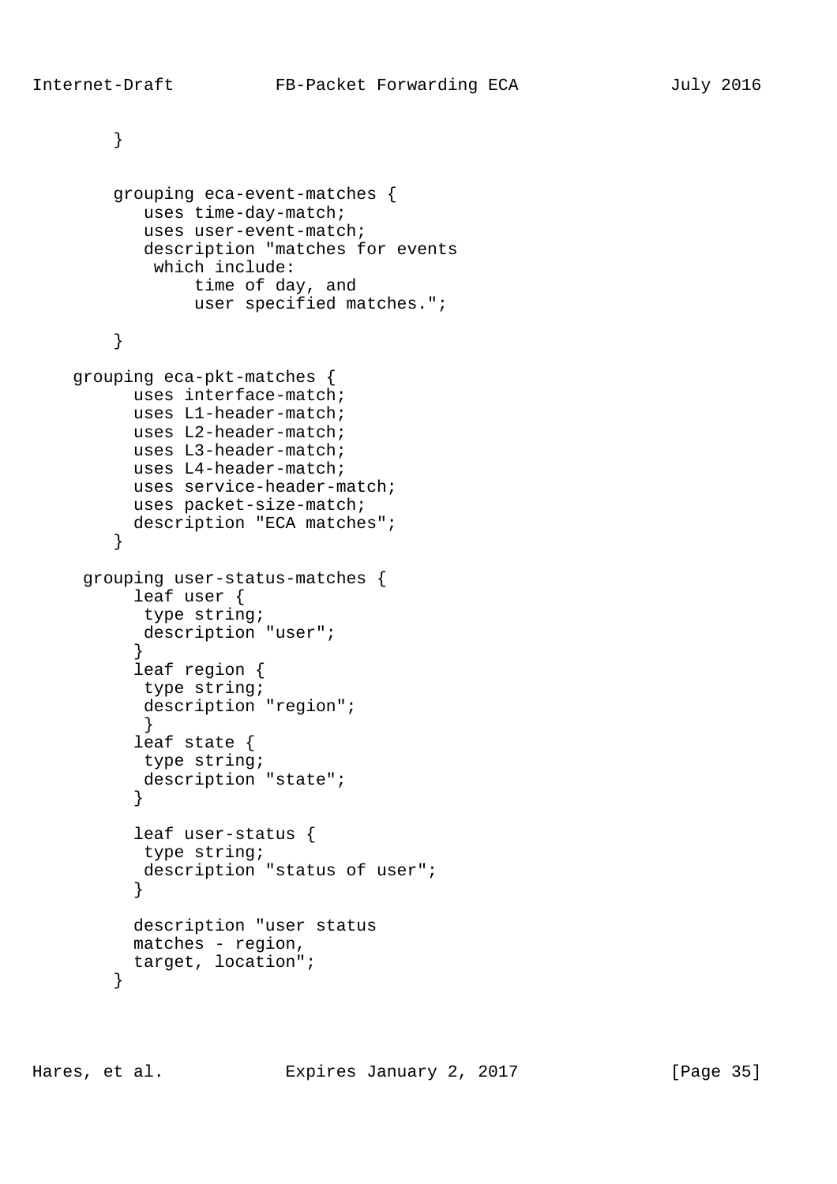```
        }


        grouping eca-event-matches {
           uses time-day-match;
           uses user-event-match;
           description "matches for events
            which include:
                time of day, and
                user specified matches.";

        }

    grouping eca-pkt-matches {
          uses interface-match;
          uses L1-header-match;
          uses L2-header-match;
          uses L3-header-match;
          uses L4-header-match;
          uses service-header-match;
          uses packet-size-match;
          description "ECA matches";
        }

     grouping user-status-matches {
          leaf user {
           type string;
           description "user";
          }
          leaf region {
           type string;
           description "region";
           }
          leaf state {
           type string;
           description "state";
          }

          leaf user-status {
           type string;
           description "status of user";
          }

          description "user status
          matches - region,
          target, location";
        }
```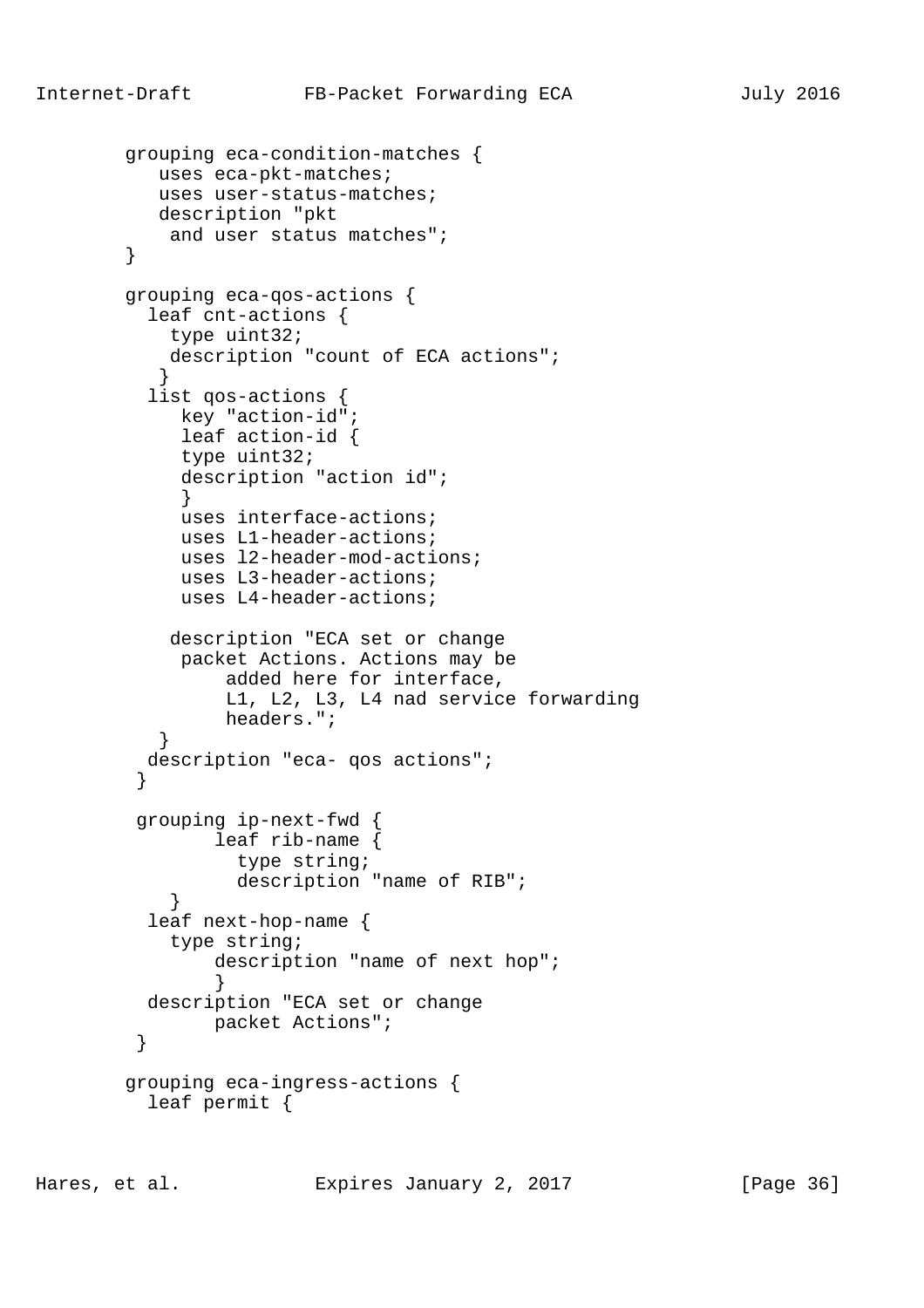```
        grouping eca-condition-matches {
           uses eca-pkt-matches;
           uses user-status-matches;
           description "pkt
            and user status matches";
        }

        grouping eca-qos-actions {
          leaf cnt-actions {
            type uint32;
            description "count of ECA actions";
           }
          list qos-actions {
             key "action-id";
             leaf action-id {
             type uint32;
             description "action id";
             }
             uses interface-actions;
             uses L1-header-actions;
             uses l2-header-mod-actions;
             uses L3-header-actions;
             uses L4-header-actions;

            description "ECA set or change
             packet Actions. Actions may be
                 added here for interface,
                 L1, L2, L3, L4 nad service forwarding
                 headers.";
           }
          description "eca- qos actions";
         }

         grouping ip-next-fwd {
                leaf rib-name {
                  type string;
                  description "name of RIB";
            }
          leaf next-hop-name {
            type string;
                description "name of next hop";
                }
          description "ECA set or change
                packet Actions";
         }

        grouping eca-ingress-actions {
          leaf permit {
```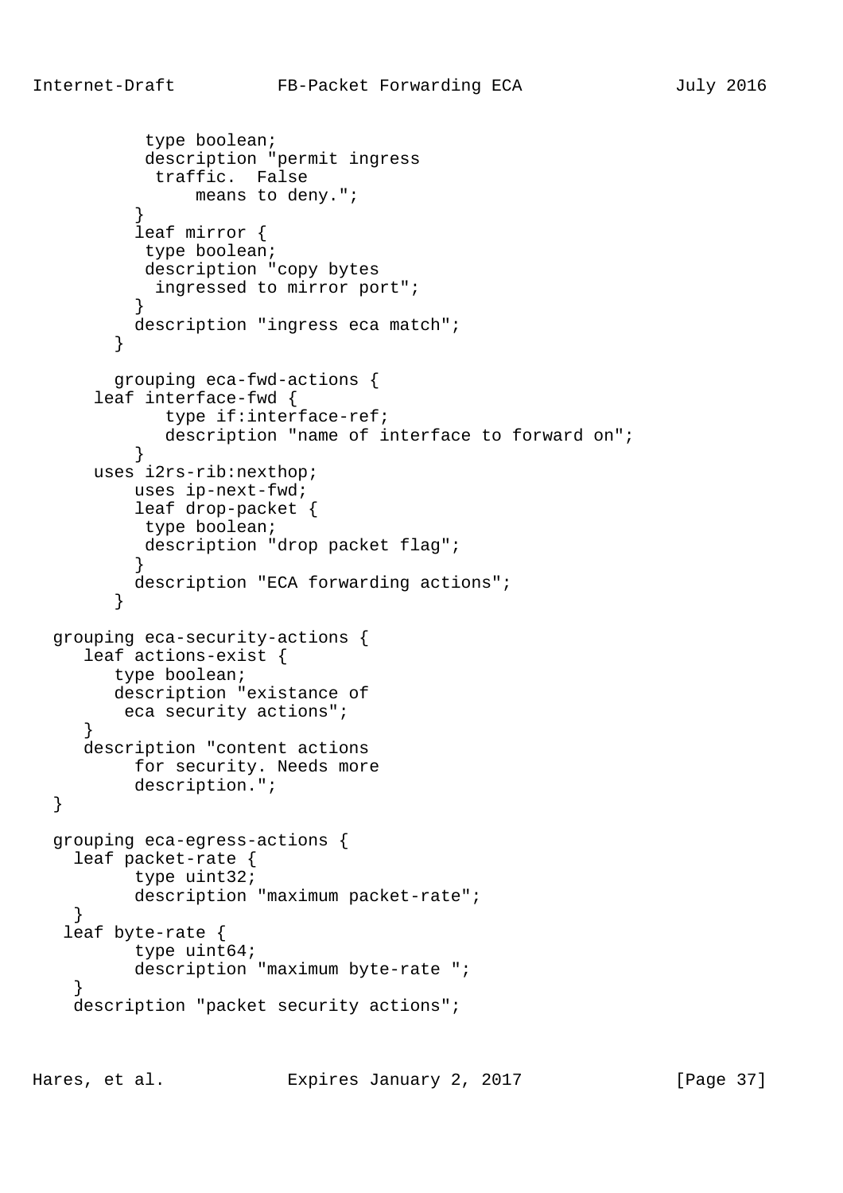```
           type boolean;
           description "permit ingress
            traffic.  False
                means to deny.";
          }
          leaf mirror {
           type boolean;
           description "copy bytes
            ingressed to mirror port";
          }
          description "ingress eca match";
        }

        grouping eca-fwd-actions {
      leaf interface-fwd {
             type if:interface-ref;
             description "name of interface to forward on";
          }
      uses i2rs-rib:nexthop;
          uses ip-next-fwd;
          leaf drop-packet {
           type boolean;
           description "drop packet flag";
          }
          description "ECA forwarding actions";
        }

  grouping eca-security-actions {
     leaf actions-exist {
        type boolean;
        description "existance of
         eca security actions";
     }
     description "content actions
          for security. Needs more
          description.";
  }

  grouping eca-egress-actions {
    leaf packet-rate {
          type uint32;
          description "maximum packet-rate";
    }
   leaf byte-rate {
          type uint64;
          description "maximum byte-rate ";
    }
    description "packet security actions";
```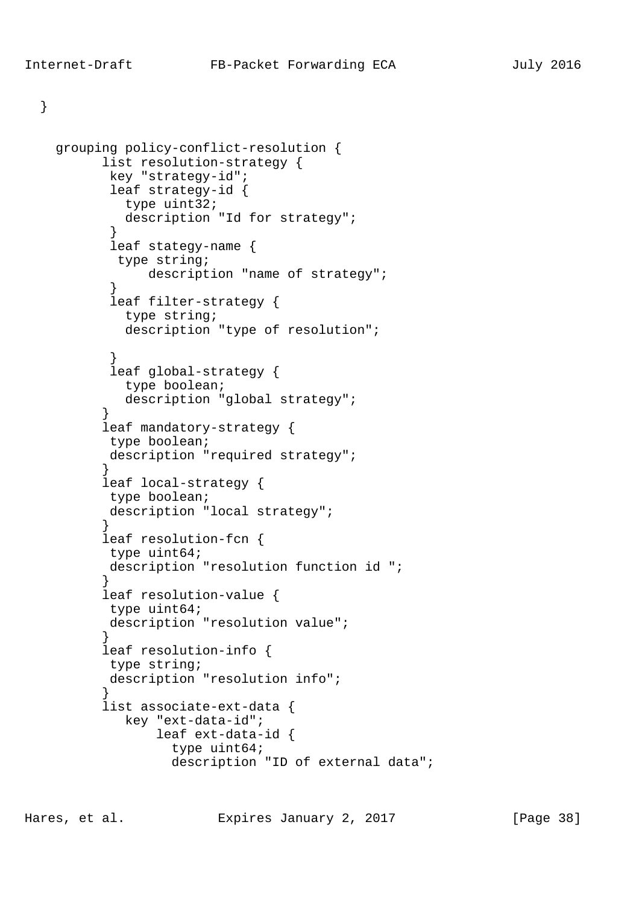```
  }


    grouping policy-conflict-resolution {
          list resolution-strategy {
           key "strategy-id";
           leaf strategy-id {
             type uint32;
             description "Id for strategy";
           }
           leaf stategy-name {
            type string;
                description "name of strategy";
           }
           leaf filter-strategy {
             type string;
             description "type of resolution";

           }
           leaf global-strategy {
             type boolean;
             description "global strategy";
          }
          leaf mandatory-strategy {
           type boolean;
           description "required strategy";
          }
          leaf local-strategy {
           type boolean;
           description "local strategy";
          }
          leaf resolution-fcn {
           type uint64;
           description "resolution function id ";
          }
          leaf resolution-value {
           type uint64;
           description "resolution value";
          }
          leaf resolution-info {
           type string;
           description "resolution info";
          }
          list associate-ext-data {
             key "ext-data-id";
                 leaf ext-data-id {
                   type uint64;
                   description "ID of external data";
```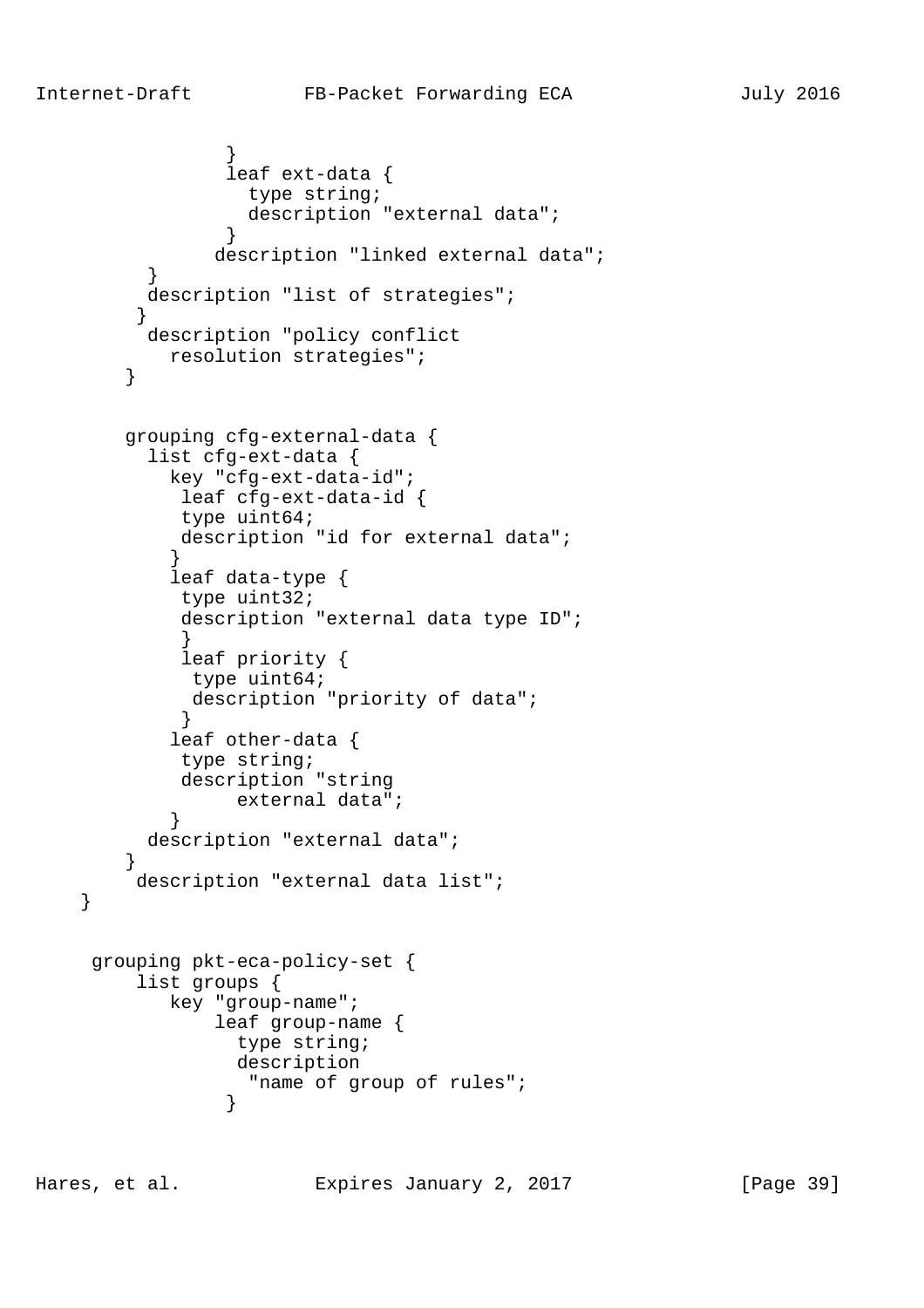```
                }
                leaf ext-data {
                  type string;
                  description "external data";
                }
               description "linked external data";
         }
         description "list of strategies";
        }
         description "policy conflict
           resolution strategies";
       }


       grouping cfg-external-data {
         list cfg-ext-data {
           key "cfg-ext-data-id";
            leaf cfg-ext-data-id {
            type uint64;
            description "id for external data";
           }
           leaf data-type {
            type uint32;
            description "external data type ID";
            }
            leaf priority {
             type uint64;
             description "priority of data";
            }
           leaf other-data {
            type string;
            description "string
                 external data";
           }
         description "external data";
       }
        description "external data list";
    }


     grouping pkt-eca-policy-set {
         list groups {
           key "group-name";
               leaf group-name {
                 type string;
                 description
                  "name of group of rules";
                }
```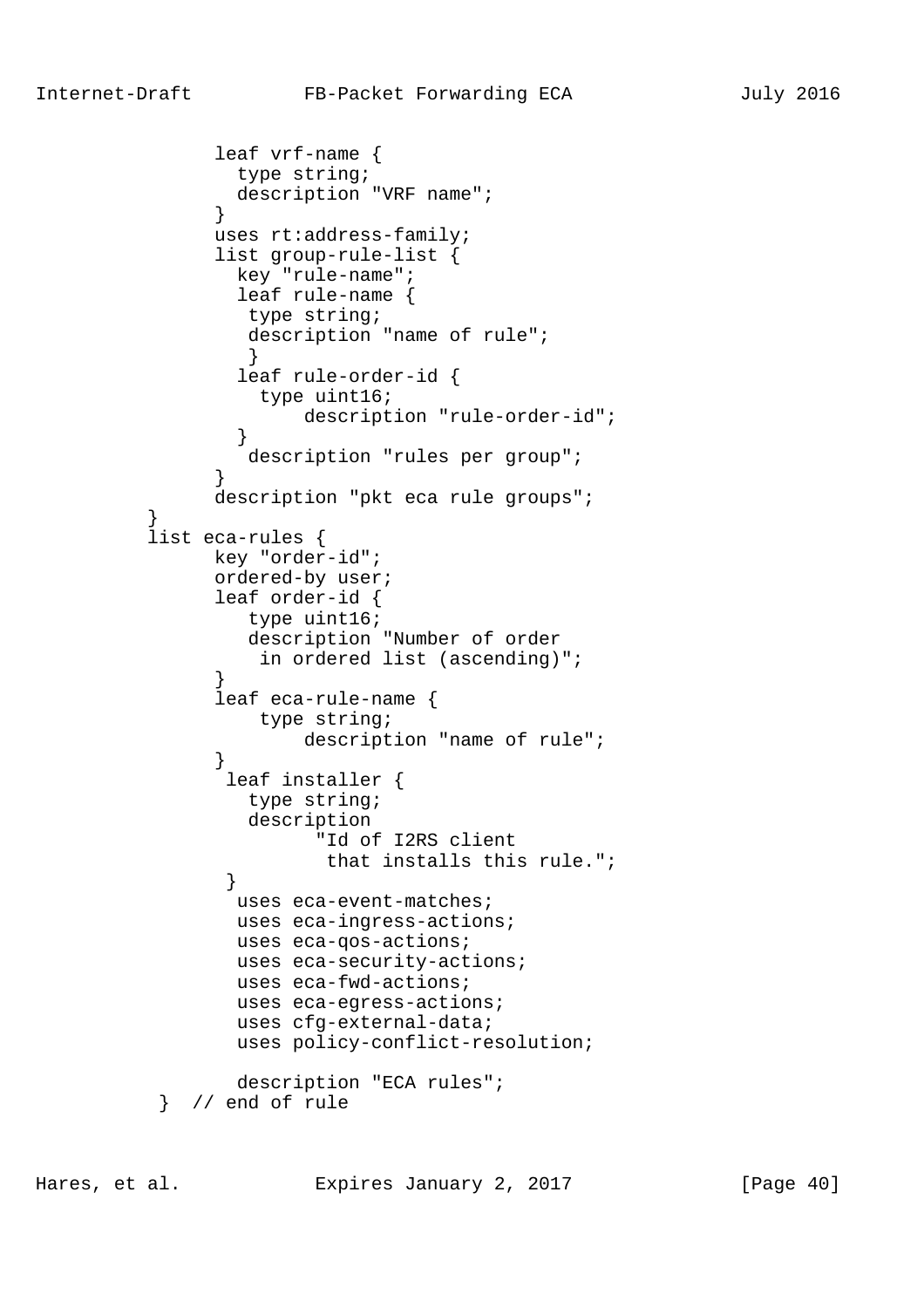```
             leaf vrf-name {
               type string;
               description "VRF name";
             }
             uses rt:address-family;
             list group-rule-list {
               key "rule-name";
               leaf rule-name {
                type string;
                description "name of rule";
                }
               leaf rule-order-id {
                 type uint16;
                     description "rule-order-id";
               }
                description "rules per group";
             }
             description "pkt eca rule groups";
       }
       list eca-rules {
             key "order-id";
             ordered-by user;
             leaf order-id {
                type uint16;
                description "Number of order
                 in ordered list (ascending)";
             }
             leaf eca-rule-name {
                 type string;
                     description "name of rule";
             }
              leaf installer {
                type string;
                description
                      "Id of I2RS client
                       that installs this rule.";
              }
               uses eca-event-matches;
               uses eca-ingress-actions;
               uses eca-qos-actions;
               uses eca-security-actions;
               uses eca-fwd-actions;
               uses eca-egress-actions;
               uses cfg-external-data;
               uses policy-conflict-resolution;

               description "ECA rules";
        }  // end of rule
```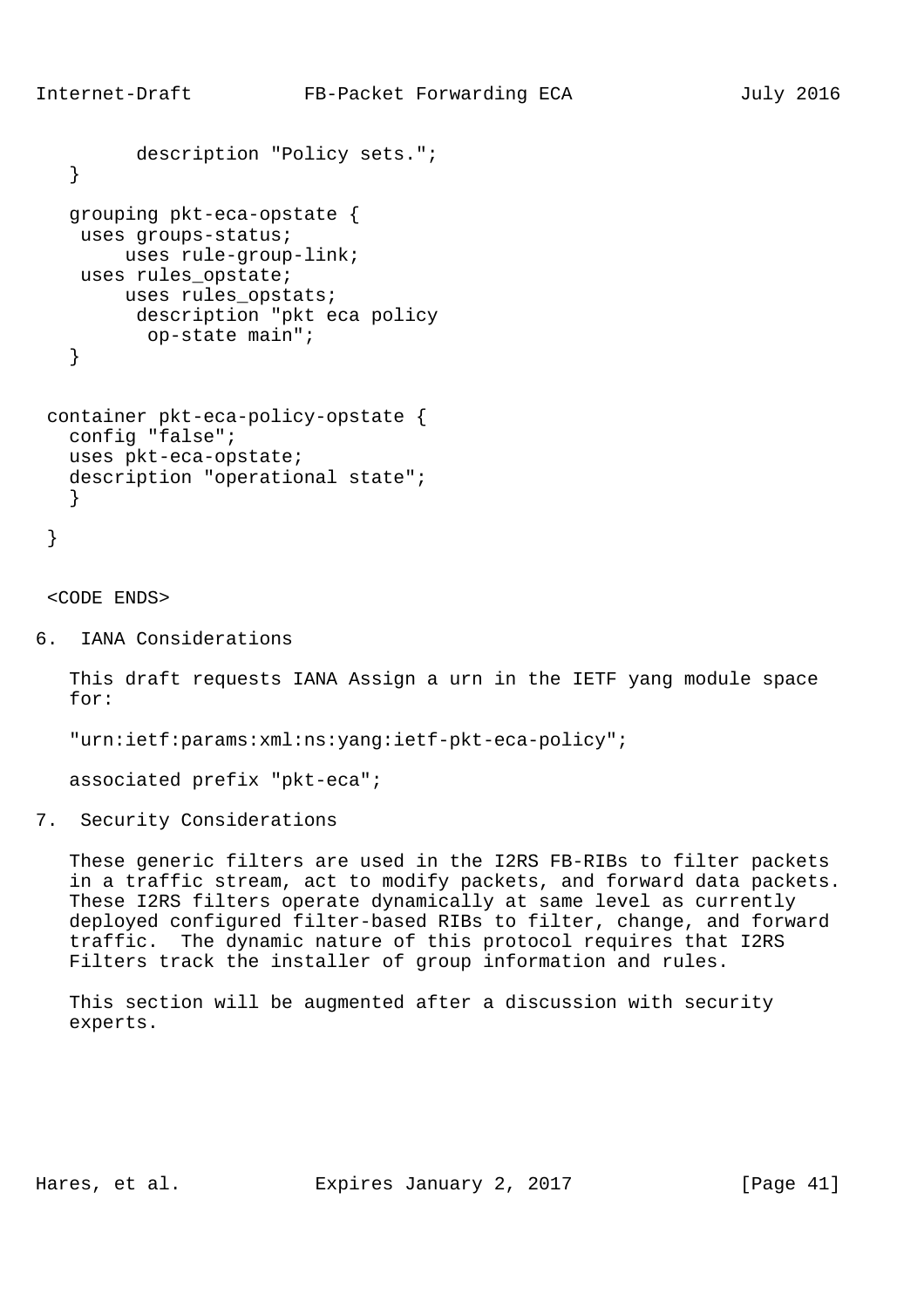```
         description "Policy sets.";
   }

   grouping pkt-eca-opstate {
    uses groups-status;
        uses rule-group-link;
    uses rules_opstate;
        uses rules_opstats;
         description "pkt eca policy
          op-state main";
   }


 container pkt-eca-policy-opstate {
   config "false";
   uses pkt-eca-opstate;
   description "operational state";
   }

 }


 <CODE ENDS>
```

## 6. IANA Considerations

This draft requests IANA Assign a urn in the IETF yang module space for:

"urn:ietf:params:xml:ns:yang:ietf-pkt-eca-policy";

associated prefix "pkt-eca";

## 7. Security Considerations

These generic filters are used in the I2RS FB-RIBs to filter packets in a traffic stream, act to modify packets, and forward data packets. These I2RS filters operate dynamically at same level as currently deployed configured filter-based RIBs to filter, change, and forward traffic. The dynamic nature of this protocol requires that I2RS Filters track the installer of group information and rules.

This section will be augmented after a discussion with security experts.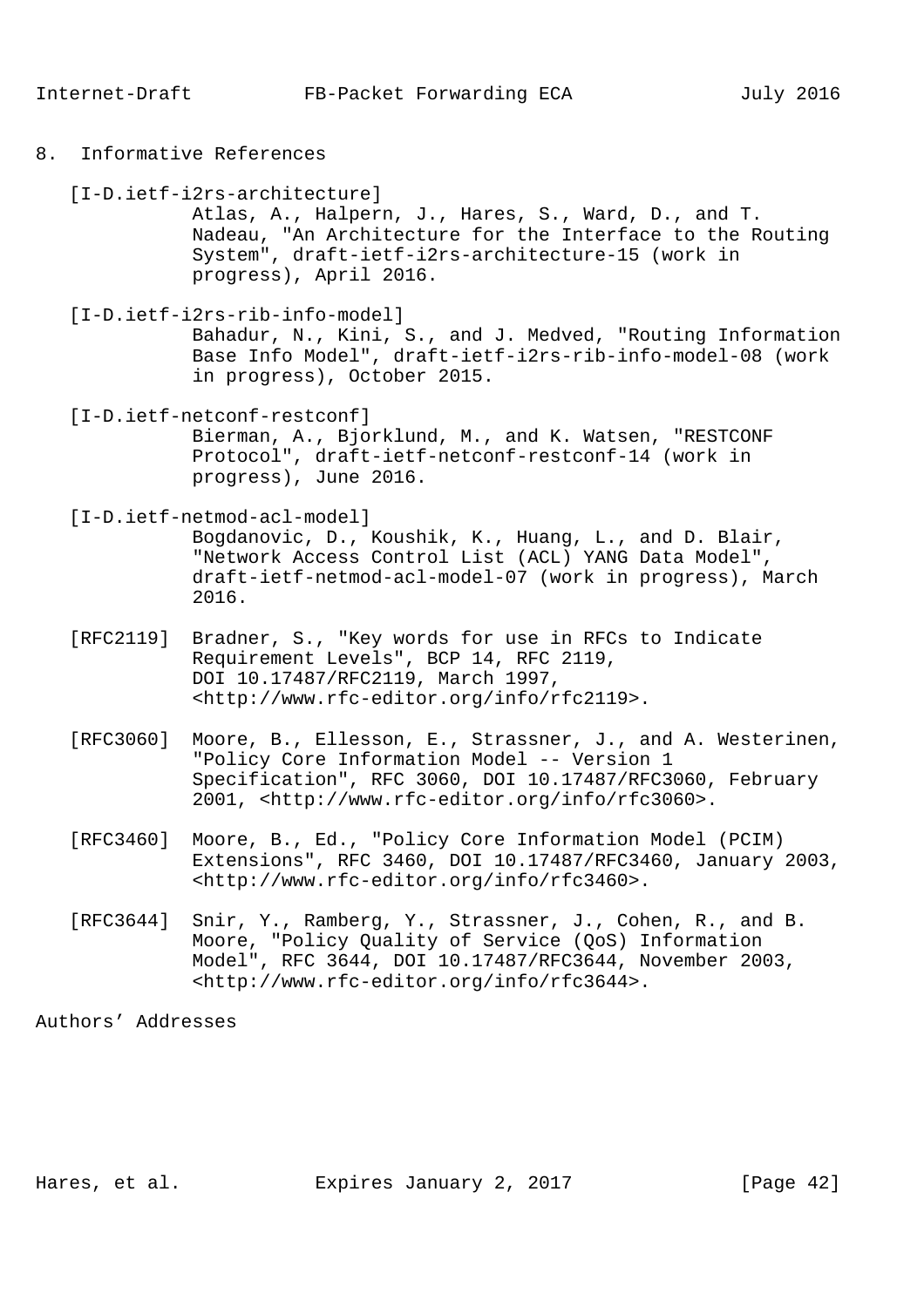## 8. Informative References

[I-D.ietf-i2rs-architecture]
Atlas, A., Halpern, J., Hares, S., Ward, D., and T. Nadeau, "An Architecture for the Interface to the Routing System", draft-ietf-i2rs-architecture-15 (work in progress), April 2016.

[I-D.ietf-i2rs-rib-info-model]
Bahadur, N., Kini, S., and J. Medved, "Routing Information Base Info Model", draft-ietf-i2rs-rib-info-model-08 (work in progress), October 2015.

[I-D.ietf-netconf-restconf]
Bierman, A., Bjorklund, M., and K. Watsen, "RESTCONF Protocol", draft-ietf-netconf-restconf-14 (work in progress), June 2016.

[I-D.ietf-netmod-acl-model]
Bogdanovic, D., Koushik, K., Huang, L., and D. Blair, "Network Access Control List (ACL) YANG Data Model", draft-ietf-netmod-acl-model-07 (work in progress), March 2016.

[RFC2119] Bradner, S., "Key words for use in RFCs to Indicate Requirement Levels", BCP 14, RFC 2119, DOI 10.17487/RFC2119, March 1997, <http://www.rfc-editor.org/info/rfc2119>.

[RFC3060] Moore, B., Ellesson, E., Strassner, J., and A. Westerinen, "Policy Core Information Model -- Version 1 Specification", RFC 3060, DOI 10.17487/RFC3060, February 2001, <http://www.rfc-editor.org/info/rfc3060>.

[RFC3460] Moore, B., Ed., "Policy Core Information Model (PCIM) Extensions", RFC 3460, DOI 10.17487/RFC3460, January 2003, <http://www.rfc-editor.org/info/rfc3460>.

[RFC3644] Snir, Y., Ramberg, Y., Strassner, J., Cohen, R., and B. Moore, "Policy Quality of Service (QoS) Information Model", RFC 3644, DOI 10.17487/RFC3644, November 2003, <http://www.rfc-editor.org/info/rfc3644>.

## Authors' Addresses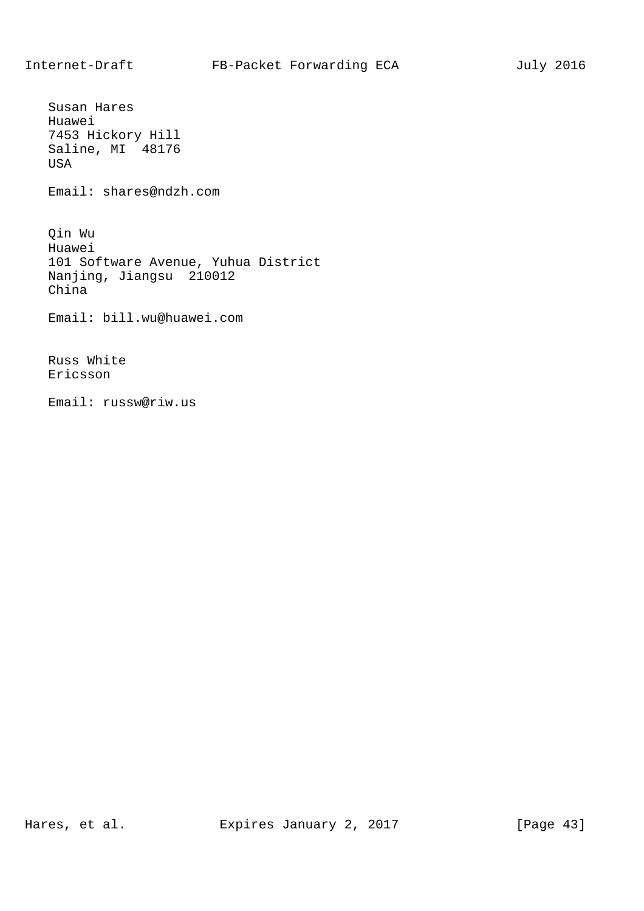Susan Hares
Huawei
7453 Hickory Hill
Saline, MI  48176
USA

Email: shares@ndzh.com

Qin Wu
Huawei
101 Software Avenue, Yuhua District
Nanjing, Jiangsu  210012
China

Email: bill.wu@huawei.com

Russ White
Ericsson

Email: russw@riw.us